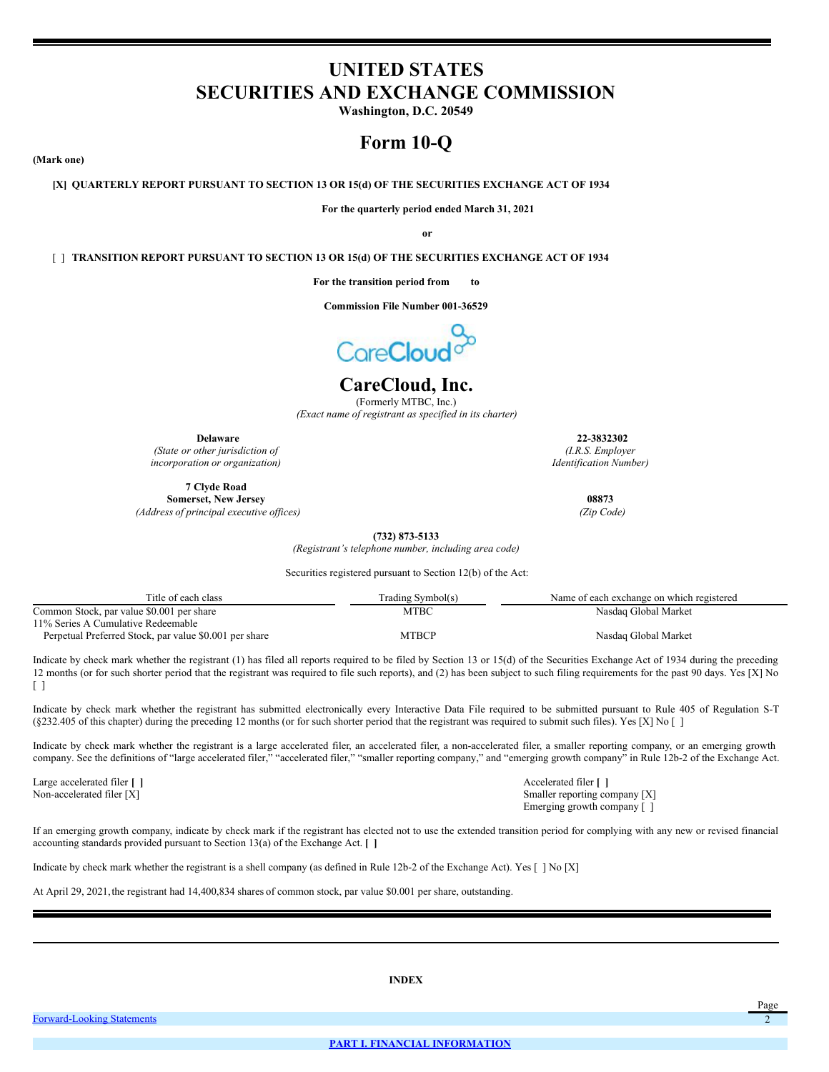# UNITED STATES
# SECURITIES AND EXCHANGE COMMISSION

**Washington, D.C. 20549**

# Form 10-Q

**(Mark one)**

**[X] QUARTERLY REPORT PURSUANT TO SECTION 13 OR 15(d) OF THE SECURITIES EXCHANGE ACT OF 1934**

**For the quarterly period ended March 31, 2021**

**or**

[ ] **TRANSITION REPORT PURSUANT TO SECTION 13 OR 15(d) OF THE SECURITIES EXCHANGE ACT OF 1934**

**For the transition period from to**

**Commission File Number 001-36529**

CareCloud

# CareCloud, Inc.

(Formerly MTBC, Inc.)

*(Exact name of registrant as specified in its charter)*

| **Delaware** | **22-3832302** |
|---|---|
| *(State or other jurisdiction of incorporation or organization)* | *(I.R.S. Employer Identification Number)* |
| **7 Clyde Road Somerset, New Jersey** | **08873** |
| *(Address of principal executive offices)* | *(Zip Code)* |

**(732) 873-5133**

*(Registrant's telephone number, including area code)*

Securities registered pursuant to Section 12(b) of the Act:

| Title of each class | Trading Symbol(s) | Name of each exchange on which registered |
|---|---|---|
| Common Stock, par value $0.001 per share | MTBC | Nasdaq Global Market |
| 11% Series A Cumulative Redeemable Perpetual Preferred Stock, par value $0.001 per share | MTBCP | Nasdaq Global Market |

Indicate by check mark whether the registrant (1) has filed all reports required to be filed by Section 13 or 15(d) of the Securities Exchange Act of 1934 during the preceding 12 months (or for such shorter period that the registrant was required to file such reports), and (2) has been subject to such filing requirements for the past 90 days. Yes [X] No [ ]

Indicate by check mark whether the registrant has submitted electronically every Interactive Data File required to be submitted pursuant to Rule 405 of Regulation S-T (§232.405 of this chapter) during the preceding 12 months (or for such shorter period that the registrant was required to submit such files). Yes [X] No [ ]

Indicate by check mark whether the registrant is a large accelerated filer, an accelerated filer, a non-accelerated filer, a smaller reporting company, or an emerging growth company. See the definitions of "large accelerated filer," "accelerated filer," "smaller reporting company," and "emerging growth company" in Rule 12b-2 of the Exchange Act.

| | |
|---|---|
| Large accelerated filer **[ ]** | Accelerated filer **[ ]** |
| Non-accelerated filer [X] | Smaller reporting company [X] |
| | Emerging growth company [ ] |

If an emerging growth company, indicate by check mark if the registrant has elected not to use the extended transition period for complying with any new or revised financial accounting standards provided pursuant to Section 13(a) of the Exchange Act. **[ ]**

Indicate by check mark whether the registrant is a shell company (as defined in Rule 12b-2 of the Exchange Act). Yes [ ] No [X]

At April 29, 2021, the registrant had 14,400,834 shares of common stock, par value $0.001 per share, outstanding.

**INDEX**

| | Page |
|---|---|
| Forward-Looking Statements | 2 |
| **PART I. FINANCIAL INFORMATION** | |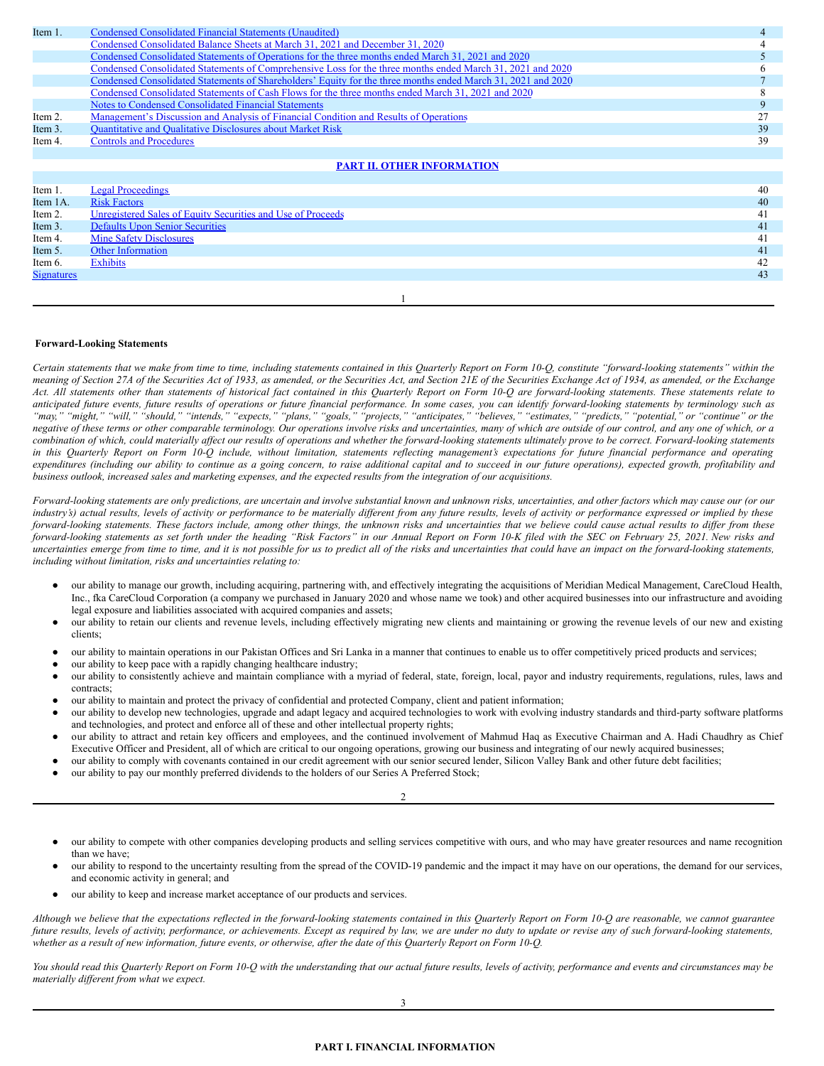| Item 1. | Condensed Consolidated Financial Statements (Unaudited) | 4 |
|---|---|---|
| | Condensed Consolidated Balance Sheets at March 31, 2021 and December 31, 2020 | 4 |
| | Condensed Consolidated Statements of Operations for the three months ended March 31, 2021 and 2020 | 5 |
| | Condensed Consolidated Statements of Comprehensive Loss for the three months ended March 31, 2021 and 2020 | 6 |
| | Condensed Consolidated Statements of Shareholders' Equity for the three months ended March 31, 2021 and 2020 | 7 |
| | Condensed Consolidated Statements of Cash Flows for the three months ended March 31, 2021 and 2020 | 8 |
| | Notes to Condensed Consolidated Financial Statements | 9 |
| Item 2. | Management's Discussion and Analysis of Financial Condition and Results of Operations | 27 |
| Item 3. | Quantitative and Qualitative Disclosures about Market Risk | 39 |
| Item 4. | Controls and Procedures | 39 |

**PART II. OTHER INFORMATION**

| Item 1. | Legal Proceedings | 40 |
|---|---|---|
| Item 1A. | Risk Factors | 40 |
| Item 2. | Unregistered Sales of Equity Securities and Use of Proceeds | 41 |
| Item 3. | Defaults Upon Senior Securities | 41 |
| Item 4. | Mine Safety Disclosures | 41 |
| Item 5. | Other Information | 41 |
| Item 6. | Exhibits | 42 |
| Signatures | | 43 |

**Forward-Looking Statements**

*Certain statements that we make from time to time, including statements contained in this Quarterly Report on Form 10-Q, constitute "forward-looking statements" within the meaning of Section 27A of the Securities Act of 1933, as amended, or the Securities Act, and Section 21E of the Securities Exchange Act of 1934, as amended, or the Exchange Act. All statements other than statements of historical fact contained in this Quarterly Report on Form 10-Q are forward-looking statements. These statements relate to anticipated future events, future results of operations or future financial performance. In some cases, you can identify forward-looking statements by terminology such as "may," "might," "will," "should," "intends," "expects," "plans," "goals," "projects," "anticipates," "believes," "estimates," "predicts," "potential," or "continue" or the negative of these terms or other comparable terminology. Our operations involve risks and uncertainties, many of which are outside of our control, and any one of which, or a combination of which, could materially affect our results of operations and whether the forward-looking statements ultimately prove to be correct. Forward-looking statements in this Quarterly Report on Form 10-Q include, without limitation, statements reflecting management's expectations for future financial performance and operating expenditures (including our ability to continue as a going concern, to raise additional capital and to succeed in our future operations), expected growth, profitability and business outlook, increased sales and marketing expenses, and the expected results from the integration of our acquisitions.*

*Forward-looking statements are only predictions, are uncertain and involve substantial known and unknown risks, uncertainties, and other factors which may cause our (or our industry's) actual results, levels of activity or performance to be materially different from any future results, levels of activity or performance expressed or implied by these forward-looking statements. These factors include, among other things, the unknown risks and uncertainties that we believe could cause actual results to differ from these forward-looking statements as set forth under the heading "Risk Factors" in our Annual Report on Form 10-K filed with the SEC on February 25, 2021. New risks and uncertainties emerge from time to time, and it is not possible for us to predict all of the risks and uncertainties that could have an impact on the forward-looking statements, including without limitation, risks and uncertainties relating to:*

- our ability to manage our growth, including acquiring, partnering with, and effectively integrating the acquisitions of Meridian Medical Management, CareCloud Health, Inc., fka CareCloud Corporation (a company we purchased in January 2020 and whose name we took) and other acquired businesses into our infrastructure and avoiding legal exposure and liabilities associated with acquired companies and assets;
- our ability to retain our clients and revenue levels, including effectively migrating new clients and maintaining or growing the revenue levels of our new and existing clients;
- our ability to maintain operations in our Pakistan Offices and Sri Lanka in a manner that continues to enable us to offer competitively priced products and services;
- our ability to keep pace with a rapidly changing healthcare industry;
- our ability to consistently achieve and maintain compliance with a myriad of federal, state, foreign, local, payor and industry requirements, regulations, rules, laws and contracts;
- our ability to maintain and protect the privacy of confidential and protected Company, client and patient information;
- our ability to develop new technologies, upgrade and adapt legacy and acquired technologies to work with evolving industry standards and third-party software platforms and technologies, and protect and enforce all of these and other intellectual property rights;
- our ability to attract and retain key officers and employees, and the continued involvement of Mahmud Haq as Executive Chairman and A. Hadi Chaudhry as Chief Executive Officer and President, all of which are critical to our ongoing operations, growing our business and integrating of our newly acquired businesses;
- our ability to comply with covenants contained in our credit agreement with our senior secured lender, Silicon Valley Bank and other future debt facilities;
- our ability to pay our monthly preferred dividends to the holders of our Series A Preferred Stock;
- our ability to compete with other companies developing products and selling services competitive with ours, and who may have greater resources and name recognition than we have;
- our ability to respond to the uncertainty resulting from the spread of the COVID-19 pandemic and the impact it may have on our operations, the demand for our services, and economic activity in general; and
- our ability to keep and increase market acceptance of our products and services.

*Although we believe that the expectations reflected in the forward-looking statements contained in this Quarterly Report on Form 10-Q are reasonable, we cannot guarantee future results, levels of activity, performance, or achievements. Except as required by law, we are under no duty to update or revise any of such forward-looking statements, whether as a result of new information, future events, or otherwise, after the date of this Quarterly Report on Form 10-Q.*

*You should read this Quarterly Report on Form 10-Q with the understanding that our actual future results, levels of activity, performance and events and circumstances may be materially different from what we expect.*

**PART I. FINANCIAL INFORMATION**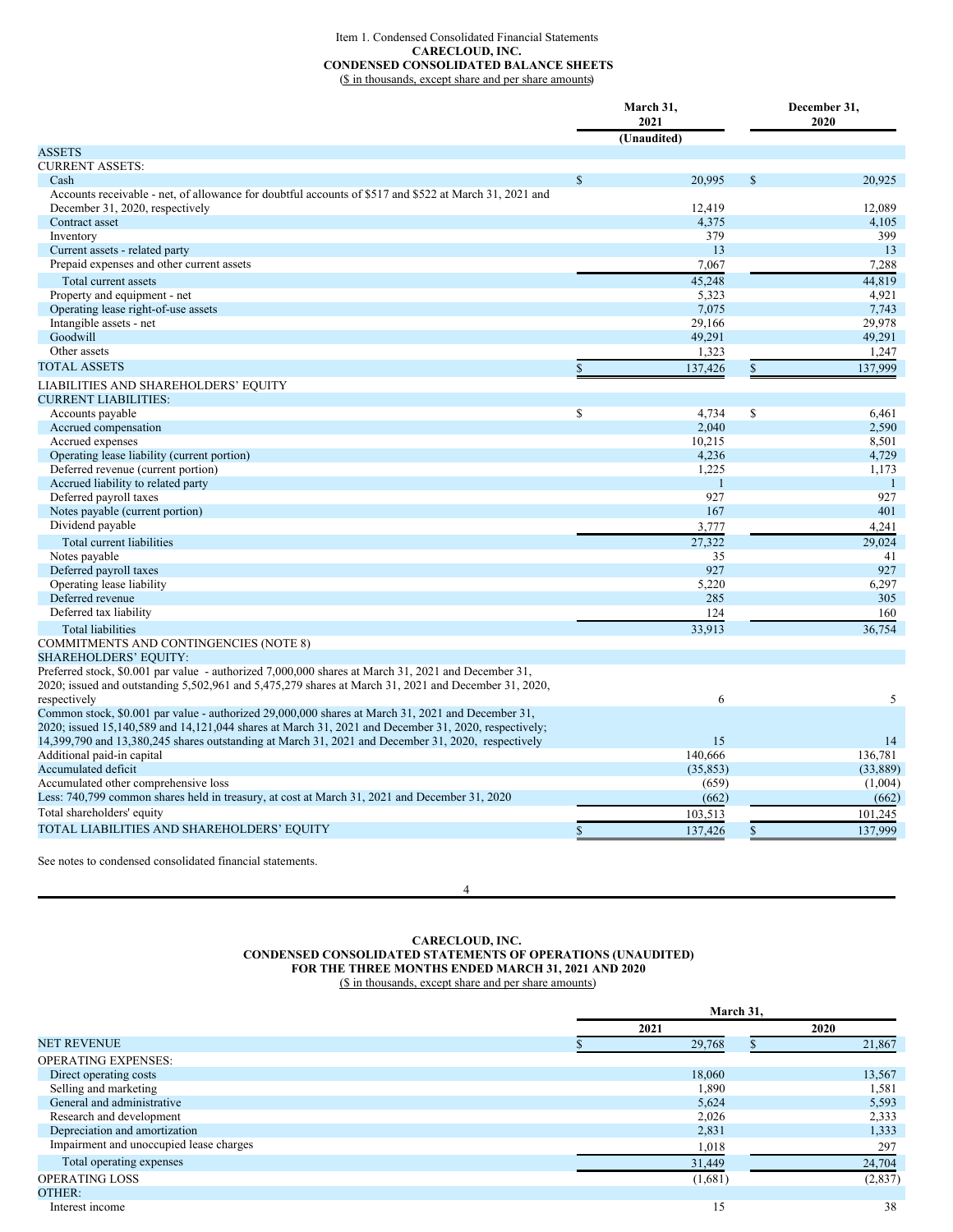Item 1. Condensed Consolidated Financial Statements

**CARECLOUD, INC.**

**CONDENSED CONSOLIDATED BALANCE SHEETS**

($ in thousands, except share and per share amounts)

| | March 31, 2021 (Unaudited) | December 31, 2020 |
|---|---|---|
| ASSETS | | |
| CURRENT ASSETS: | | |
| Cash | $ 20,995 | $ 20,925 |
| Accounts receivable - net, of allowance for doubtful accounts of $517 and $522 at March 31, 2021 and December 31, 2020, respectively | 12,419 | 12,089 |
| Contract asset | 4,375 | 4,105 |
| Inventory | 379 | 399 |
| Current assets - related party | 13 | 13 |
| Prepaid expenses and other current assets | 7,067 | 7,288 |
| Total current assets | 45,248 | 44,819 |
| Property and equipment - net | 5,323 | 4,921 |
| Operating lease right-of-use assets | 7,075 | 7,743 |
| Intangible assets - net | 29,166 | 29,978 |
| Goodwill | 49,291 | 49,291 |
| Other assets | 1,323 | 1,247 |
| TOTAL ASSETS | $ 137,426 | $ 137,999 |
| LIABILITIES AND SHAREHOLDERS' EQUITY | | |
| CURRENT LIABILITIES: | | |
| Accounts payable | $ 4,734 | $ 6,461 |
| Accrued compensation | 2,040 | 2,590 |
| Accrued expenses | 10,215 | 8,501 |
| Operating lease liability (current portion) | 4,236 | 4,729 |
| Deferred revenue (current portion) | 1,225 | 1,173 |
| Accrued liability to related party | 1 | 1 |
| Deferred payroll taxes | 927 | 927 |
| Notes payable (current portion) | 167 | 401 |
| Dividend payable | 3,777 | 4,241 |
| Total current liabilities | 27,322 | 29,024 |
| Notes payable | 35 | 41 |
| Deferred payroll taxes | 927 | 927 |
| Operating lease liability | 5,220 | 6,297 |
| Deferred revenue | 285 | 305 |
| Deferred tax liability | 124 | 160 |
| Total liabilities | 33,913 | 36,754 |
| COMMITMENTS AND CONTINGENCIES (NOTE 8) | | |
| SHAREHOLDERS' EQUITY: | | |
| Preferred stock, $0.001 par value - authorized 7,000,000 shares at March 31, 2021 and December 31, 2020; issued and outstanding 5,502,961 and 5,475,279 shares at March 31, 2021 and December 31, 2020, respectively | 6 | 5 |
| Common stock, $0.001 par value - authorized 29,000,000 shares at March 31, 2021 and December 31, 2020; issued 15,140,589 and 14,121,044 shares at March 31, 2021 and December 31, 2020, respectively; 14,399,790 and 13,380,245 shares outstanding at March 31, 2021 and December 31, 2020, respectively | 15 | 14 |
| Additional paid-in capital | 140,666 | 136,781 |
| Accumulated deficit | (35,853) | (33,889) |
| Accumulated other comprehensive loss | (659) | (1,004) |
| Less: 740,799 common shares held in treasury, at cost at March 31, 2021 and December 31, 2020 | (662) | (662) |
| Total shareholders' equity | 103,513 | 101,245 |
| TOTAL LIABILITIES AND SHAREHOLDERS' EQUITY | $ 137,426 | $ 137,999 |

See notes to condensed consolidated financial statements.

**CARECLOUD, INC.**

**CONDENSED CONSOLIDATED STATEMENTS OF OPERATIONS (UNAUDITED)**

**FOR THE THREE MONTHS ENDED MARCH 31, 2021 AND 2020**

($ in thousands, except share and per share amounts)

| | March 31, | |
|---|---|---|
| | 2021 | 2020 |
| NET REVENUE | $ 29,768 | $ 21,867 |
| OPERATING EXPENSES: | | |
| Direct operating costs | 18,060 | 13,567 |
| Selling and marketing | 1,890 | 1,581 |
| General and administrative | 5,624 | 5,593 |
| Research and development | 2,026 | 2,333 |
| Depreciation and amortization | 2,831 | 1,333 |
| Impairment and unoccupied lease charges | 1,018 | 297 |
| Total operating expenses | 31,449 | 24,704 |
| OPERATING LOSS | (1,681) | (2,837) |
| OTHER: | | |
| Interest income | 15 | 38 |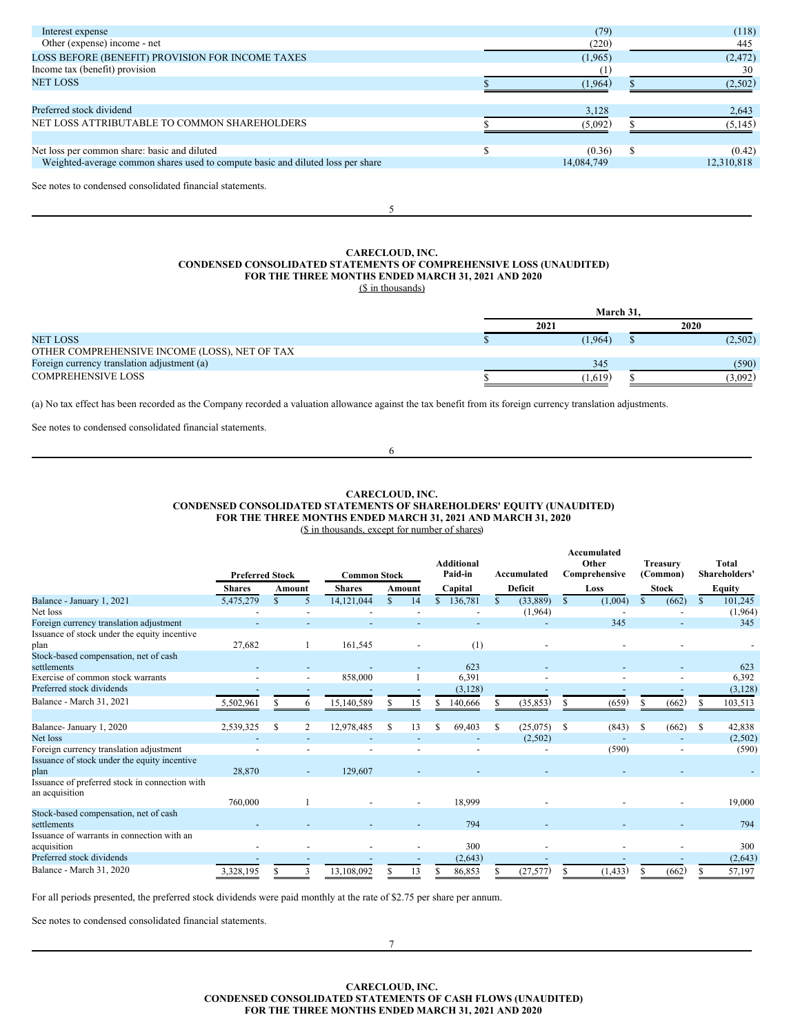| | 2021 | 2020 |
|---|---|---|
| Interest expense | (79) | (118) |
| Other (expense) income - net | (220) | 445 |
| LOSS BEFORE (BENEFIT) PROVISION FOR INCOME TAXES | (1,965) | (2,472) |
| Income tax (benefit) provision | (1) | 30 |
| NET LOSS | $ (1,964) | $ (2,502) |
| | | |
| Preferred stock dividend | 3,128 | 2,643 |
| NET LOSS ATTRIBUTABLE TO COMMON SHAREHOLDERS | $ (5,092) | $ (5,145) |
| | | |
| Net loss per common share: basic and diluted | $ (0.36) | $ (0.42) |
| Weighted-average common shares used to compute basic and diluted loss per share | 14,084,749 | 12,310,818 |

See notes to condensed consolidated financial statements.

# CARECLOUD, INC.
## CONDENSED CONSOLIDATED STATEMENTS OF COMPREHENSIVE LOSS (UNAUDITED)
## FOR THE THREE MONTHS ENDED MARCH 31, 2021 AND 2020
($ in thousands)

| | March 31, | |
|---|---|---|
| | 2021 | 2020 |
| NET LOSS | $ (1,964) | $ (2,502) |
| OTHER COMPREHENSIVE INCOME (LOSS), NET OF TAX | | |
| Foreign currency translation adjustment (a) | 345 | (590) |
| COMPREHENSIVE LOSS | $ (1,619) | $ (3,092) |

(a) No tax effect has been recorded as the Company recorded a valuation allowance against the tax benefit from its foreign currency translation adjustments.

See notes to condensed consolidated financial statements.

# CARECLOUD, INC.
## CONDENSED CONSOLIDATED STATEMENTS OF SHAREHOLDERS' EQUITY (UNAUDITED)
## FOR THE THREE MONTHS ENDED MARCH 31, 2021 AND MARCH 31, 2020
($ in thousands, except for number of shares)

| | Preferred Stock | | Common Stock | | Additional Paid-in | Accumulated | Accumulated Other Comprehensive | Treasury (Common) | Total Shareholders' |
|---|---|---|---|---|---|---|---|---|---|
| | Shares | Amount | Shares | Amount | Capital | Deficit | Loss | Stock | Equity |
| Balance - January 1, 2021 | 5,475,279 | $ 5 | 14,121,044 | $ 14 | $ 136,781 | $ (33,889) | $ (1,004) | $ (662) | $ 101,245 |
| Net loss | - | - | - | - | - | (1,964) | - | - | (1,964) |
| Foreign currency translation adjustment | - | - | - | - | - | - | 345 | - | 345 |
| Issuance of stock under the equity incentive plan | 27,682 | 1 | 161,545 | - | (1) | - | - | - | - |
| Stock-based compensation, net of cash settlements | - | - | - | - | 623 | - | - | - | 623 |
| Exercise of common stock warrants | - | - | 858,000 | 1 | 6,391 | - | - | - | 6,392 |
| Preferred stock dividends | - | - | - | - | (3,128) | - | - | - | (3,128) |
| Balance - March 31, 2021 | 5,502,961 | $ 6 | 15,140,589 | $ 15 | $ 140,666 | $ (35,853) | $ (659) | $ (662) | $ 103,513 |
| | | | | | | | | | |
| Balance- January 1, 2020 | 2,539,325 | $ 2 | 12,978,485 | $ 13 | $ 69,403 | $ (25,075) | $ (843) | $ (662) | $ 42,838 |
| Net loss | - | - | - | - | - | (2,502) | - | - | (2,502) |
| Foreign currency translation adjustment | - | - | - | - | - | - | (590) | - | (590) |
| Issuance of stock under the equity incentive plan | 28,870 | - | 129,607 | - | - | - | - | - | - |
| Issuance of preferred stock in connection with an acquisition | 760,000 | 1 | - | - | 18,999 | - | - | - | 19,000 |
| Stock-based compensation, net of cash settlements | - | - | - | - | 794 | - | - | - | 794 |
| Issuance of warrants in connection with an acquisition | - | - | - | - | 300 | - | - | - | 300 |
| Preferred stock dividends | - | - | - | - | (2,643) | - | - | - | (2,643) |
| Balance - March 31, 2020 | 3,328,195 | $ 3 | 13,108,092 | $ 13 | $ 86,853 | $ (27,577) | $ (1,433) | $ (662) | $ 57,197 |

For all periods presented, the preferred stock dividends were paid monthly at the rate of $2.75 per share per annum.

See notes to condensed consolidated financial statements.

# CARECLOUD, INC.
## CONDENSED CONSOLIDATED STATEMENTS OF CASH FLOWS (UNAUDITED)
## FOR THE THREE MONTHS ENDED MARCH 31, 2021 AND 2020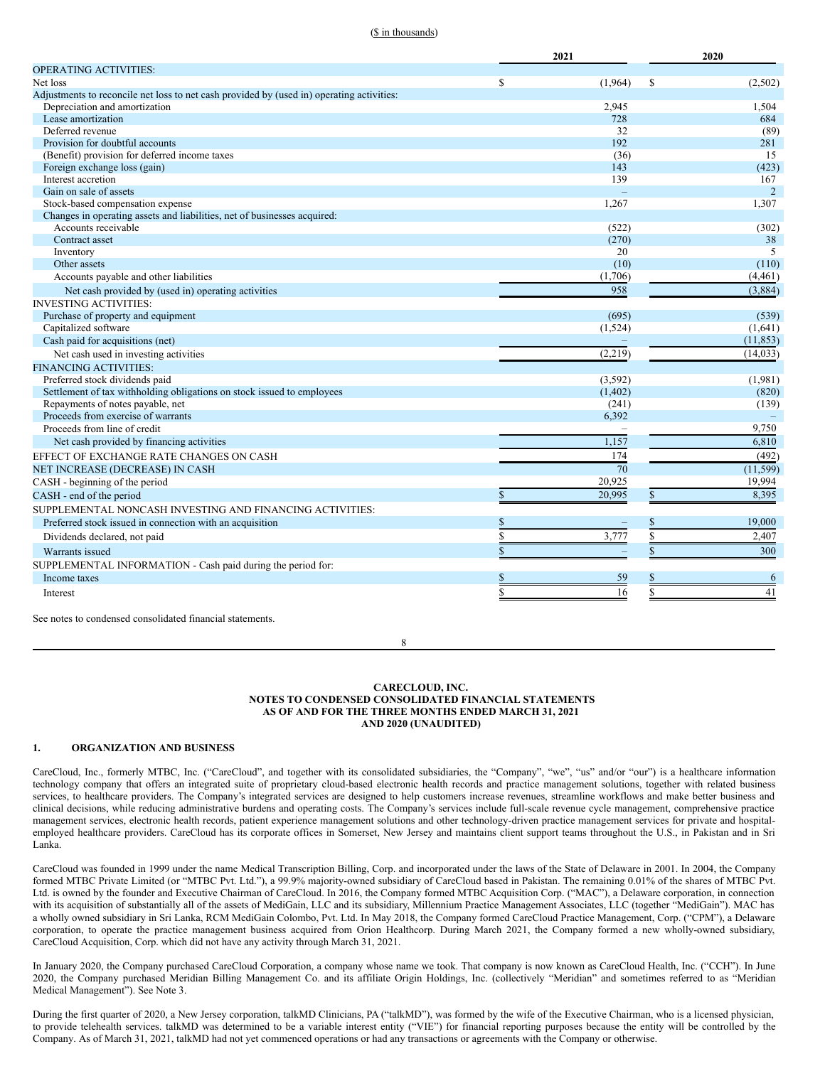($ in thousands)

| | 2021 | 2020 |
|---|---|---|
| OPERATING ACTIVITIES: | | |
| Net loss | $ (1,964) | $ (2,502) |
| Adjustments to reconcile net loss to net cash provided by (used in) operating activities: | | |
| Depreciation and amortization | 2,945 | 1,504 |
| Lease amortization | 728 | 684 |
| Deferred revenue | 32 | (89) |
| Provision for doubtful accounts | 192 | 281 |
| (Benefit) provision for deferred income taxes | (36) | 15 |
| Foreign exchange loss (gain) | 143 | (423) |
| Interest accretion | 139 | 167 |
| Gain on sale of assets | – | 2 |
| Stock-based compensation expense | 1,267 | 1,307 |
| Changes in operating assets and liabilities, net of businesses acquired: | | |
| Accounts receivable | (522) | (302) |
| Contract asset | (270) | 38 |
| Inventory | 20 | 5 |
| Other assets | (10) | (110) |
| Accounts payable and other liabilities | (1,706) | (4,461) |
| Net cash provided by (used in) operating activities | 958 | (3,884) |
| INVESTING ACTIVITIES: | | |
| Purchase of property and equipment | (695) | (539) |
| Capitalized software | (1,524) | (1,641) |
| Cash paid for acquisitions (net) | – | (11,853) |
| Net cash used in investing activities | (2,219) | (14,033) |
| FINANCING ACTIVITIES: | | |
| Preferred stock dividends paid | (3,592) | (1,981) |
| Settlement of tax withholding obligations on stock issued to employees | (1,402) | (820) |
| Repayments of notes payable, net | (241) | (139) |
| Proceeds from exercise of warrants | 6,392 | – |
| Proceeds from line of credit | – | 9,750 |
| Net cash provided by financing activities | 1,157 | 6,810 |
| EFFECT OF EXCHANGE RATE CHANGES ON CASH | 174 | (492) |
| NET INCREASE (DECREASE) IN CASH | 70 | (11,599) |
| CASH - beginning of the period | 20,925 | 19,994 |
| CASH - end of the period | $ 20,995 | $ 8,395 |
| SUPPLEMENTAL NONCASH INVESTING AND FINANCING ACTIVITIES: | | |
| Preferred stock issued in connection with an acquisition | $ – | $ 19,000 |
| Dividends declared, not paid | $ 3,777 | $ 2,407 |
| Warrants issued | $ – | $ 300 |
| SUPPLEMENTAL INFORMATION - Cash paid during the period for: | | |
| Income taxes | $ 59 | $ 6 |
| Interest | $ 16 | $ 41 |

See notes to condensed consolidated financial statements.

**CARECLOUD, INC.**
**NOTES TO CONDENSED CONSOLIDATED FINANCIAL STATEMENTS**
**AS OF AND FOR THE THREE MONTHS ENDED MARCH 31, 2021**
**AND 2020 (UNAUDITED)**

## 1. ORGANIZATION AND BUSINESS

CareCloud, Inc., formerly MTBC, Inc. ("CareCloud", and together with its consolidated subsidiaries, the "Company", "we", "us" and/or "our") is a healthcare information technology company that offers an integrated suite of proprietary cloud-based electronic health records and practice management solutions, together with related business services, to healthcare providers. The Company's integrated services are designed to help customers increase revenues, streamline workflows and make better business and clinical decisions, while reducing administrative burdens and operating costs. The Company's services include full-scale revenue cycle management, comprehensive practice management services, electronic health records, patient experience management solutions and other technology-driven practice management services for private and hospital-employed healthcare providers. CareCloud has its corporate offices in Somerset, New Jersey and maintains client support teams throughout the U.S., in Pakistan and in Sri Lanka.

CareCloud was founded in 1999 under the name Medical Transcription Billing, Corp. and incorporated under the laws of the State of Delaware in 2001. In 2004, the Company formed MTBC Private Limited (or "MTBC Pvt. Ltd."), a 99.9% majority-owned subsidiary of CareCloud based in Pakistan. The remaining 0.01% of the shares of MTBC Pvt. Ltd. is owned by the founder and Executive Chairman of CareCloud. In 2016, the Company formed MTBC Acquisition Corp. ("MAC"), a Delaware corporation, in connection with its acquisition of substantially all of the assets of MediGain, LLC and its subsidiary, Millennium Practice Management Associates, LLC (together "MediGain"). MAC has a wholly owned subsidiary in Sri Lanka, RCM MediGain Colombo, Pvt. Ltd. In May 2018, the Company formed CareCloud Practice Management, Corp. ("CPM"), a Delaware corporation, to operate the practice management business acquired from Orion Healthcorp. During March 2021, the Company formed a new wholly-owned subsidiary, CareCloud Acquisition, Corp. which did not have any activity through March 31, 2021.

In January 2020, the Company purchased CareCloud Corporation, a company whose name we took. That company is now known as CareCloud Health, Inc. ("CCH"). In June 2020, the Company purchased Meridian Billing Management Co. and its affiliate Origin Holdings, Inc. (collectively "Meridian" and sometimes referred to as "Meridian Medical Management"). See Note 3.

During the first quarter of 2020, a New Jersey corporation, talkMD Clinicians, PA ("talkMD"), was formed by the wife of the Executive Chairman, who is a licensed physician, to provide telehealth services. talkMD was determined to be a variable interest entity ("VIE") for financial reporting purposes because the entity will be controlled by the Company. As of March 31, 2021, talkMD had not yet commenced operations or had any transactions or agreements with the Company or otherwise.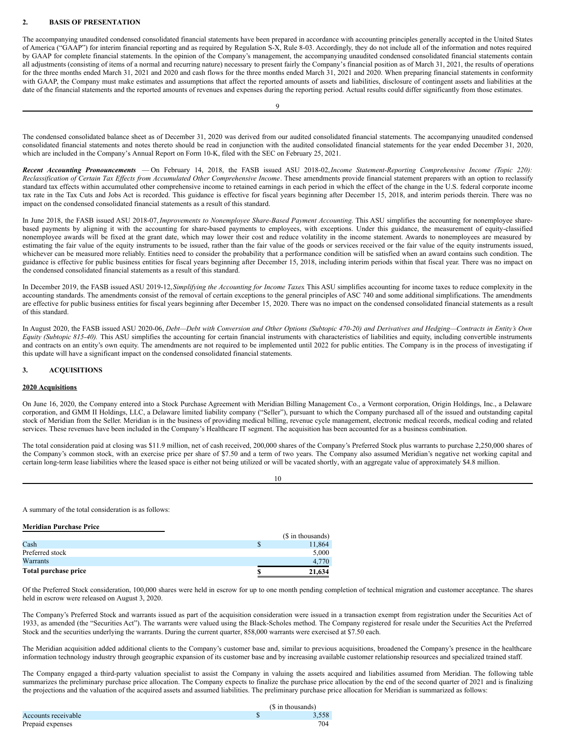## 2. BASIS OF PRESENTATION

The accompanying unaudited condensed consolidated financial statements have been prepared in accordance with accounting principles generally accepted in the United States of America ("GAAP") for interim financial reporting and as required by Regulation S-X, Rule 8-03. Accordingly, they do not include all of the information and notes required by GAAP for complete financial statements. In the opinion of the Company's management, the accompanying unaudited condensed consolidated financial statements contain all adjustments (consisting of items of a normal and recurring nature) necessary to present fairly the Company's financial position as of March 31, 2021, the results of operations for the three months ended March 31, 2021 and 2020 and cash flows for the three months ended March 31, 2021 and 2020. When preparing financial statements in conformity with GAAP, the Company must make estimates and assumptions that affect the reported amounts of assets and liabilities, disclosure of contingent assets and liabilities at the date of the financial statements and the reported amounts of revenues and expenses during the reporting period. Actual results could differ significantly from those estimates.

The condensed consolidated balance sheet as of December 31, 2020 was derived from our audited consolidated financial statements. The accompanying unaudited condensed consolidated financial statements and notes thereto should be read in conjunction with the audited consolidated financial statements for the year ended December 31, 2020, which are included in the Company's Annual Report on Form 10-K, filed with the SEC on February 25, 2021.

***Recent Accounting Pronouncements*** — On February 14, 2018, the FASB issued ASU 2018-02, *Income Statement-Reporting Comprehensive Income (Topic 220): Reclassification of Certain Tax Effects from Accumulated Other Comprehensive Income*. These amendments provide financial statement preparers with an option to reclassify standard tax effects within accumulated other comprehensive income to retained earnings in each period in which the effect of the change in the U.S. federal corporate income tax rate in the Tax Cuts and Jobs Act is recorded. This guidance is effective for fiscal years beginning after December 15, 2018, and interim periods therein. There was no impact on the condensed consolidated financial statements as a result of this standard.

In June 2018, the FASB issued ASU 2018-07, *Improvements to Nonemployee Share-Based Payment Accounting*. This ASU simplifies the accounting for nonemployee share-based payments by aligning it with the accounting for share-based payments to employees, with exceptions. Under this guidance, the measurement of equity-classified nonemployee awards will be fixed at the grant date, which may lower their cost and reduce volatility in the income statement. Awards to nonemployees are measured by estimating the fair value of the equity instruments to be issued, rather than the fair value of the goods or services received or the fair value of the equity instruments issued, whichever can be measured more reliably. Entities need to consider the probability that a performance condition will be satisfied when an award contains such condition. The guidance is effective for public business entities for fiscal years beginning after December 15, 2018, including interim periods within that fiscal year. There was no impact on the condensed consolidated financial statements as a result of this standard.

In December 2019, the FASB issued ASU 2019-12, *Simplifying the Accounting for Income Taxes*. This ASU simplifies accounting for income taxes to reduce complexity in the accounting standards. The amendments consist of the removal of certain exceptions to the general principles of ASC 740 and some additional simplifications. The amendments are effective for public business entities for fiscal years beginning after December 15, 2020. There was no impact on the condensed consolidated financial statements as a result of this standard.

In August 2020, the FASB issued ASU 2020-06, *Debt—Debt with Conversion and Other Options (Subtopic 470-20) and Derivatives and Hedging—Contracts in Entity's Own Equity (Subtopic 815-40).* This ASU simplifies the accounting for certain financial instruments with characteristics of liabilities and equity, including convertible instruments and contracts on an entity's own equity. The amendments are not required to be implemented until 2022 for public entities. The Company is in the process of investigating if this update will have a significant impact on the condensed consolidated financial statements.

## 3. ACQUISITIONS

**2020 Acquisitions**

On June 16, 2020, the Company entered into a Stock Purchase Agreement with Meridian Billing Management Co., a Vermont corporation, Origin Holdings, Inc., a Delaware corporation, and GMM II Holdings, LLC, a Delaware limited liability company ("Seller"), pursuant to which the Company purchased all of the issued and outstanding capital stock of Meridian from the Seller. Meridian is in the business of providing medical billing, revenue cycle management, electronic medical records, medical coding and related services. These revenues have been included in the Company's Healthcare IT segment. The acquisition has been accounted for as a business combination.

The total consideration paid at closing was $11.9 million, net of cash received, 200,000 shares of the Company's Preferred Stock plus warrants to purchase 2,250,000 shares of the Company's common stock, with an exercise price per share of $7.50 and a term of two years. The Company also assumed Meridian's negative net working capital and certain long-term lease liabilities where the leased space is either not being utilized or will be vacated shortly, with an aggregate value of approximately $4.8 million.

A summary of the total consideration is as follows:

| **Meridian Purchase Price** | ($ in thousands) |
|---|---|
| Cash | $ 11,864 |
| Preferred stock | 5,000 |
| Warrants | 4,770 |
| **Total purchase price** | **$ 21,634** |

Of the Preferred Stock consideration, 100,000 shares were held in escrow for up to one month pending completion of technical migration and customer acceptance. The shares held in escrow were released on August 3, 2020.

The Company's Preferred Stock and warrants issued as part of the acquisition consideration were issued in a transaction exempt from registration under the Securities Act of 1933, as amended (the "Securities Act"). The warrants were valued using the Black-Scholes method. The Company registered for resale under the Securities Act the Preferred Stock and the securities underlying the warrants. During the current quarter, 858,000 warrants were exercised at $7.50 each.

The Meridian acquisition added additional clients to the Company's customer base and, similar to previous acquisitions, broadened the Company's presence in the healthcare information technology industry through geographic expansion of its customer base and by increasing available customer relationship resources and specialized trained staff.

The Company engaged a third-party valuation specialist to assist the Company in valuing the assets acquired and liabilities assumed from Meridian. The following table summarizes the preliminary purchase price allocation. The Company expects to finalize the purchase price allocation by the end of the second quarter of 2021 and is finalizing the projections and the valuation of the acquired assets and assumed liabilities. The preliminary purchase price allocation for Meridian is summarized as follows:

| | ($ in thousands) |
|---|---|
| Accounts receivable | $ 3,558 |
| Prepaid expenses | 704 |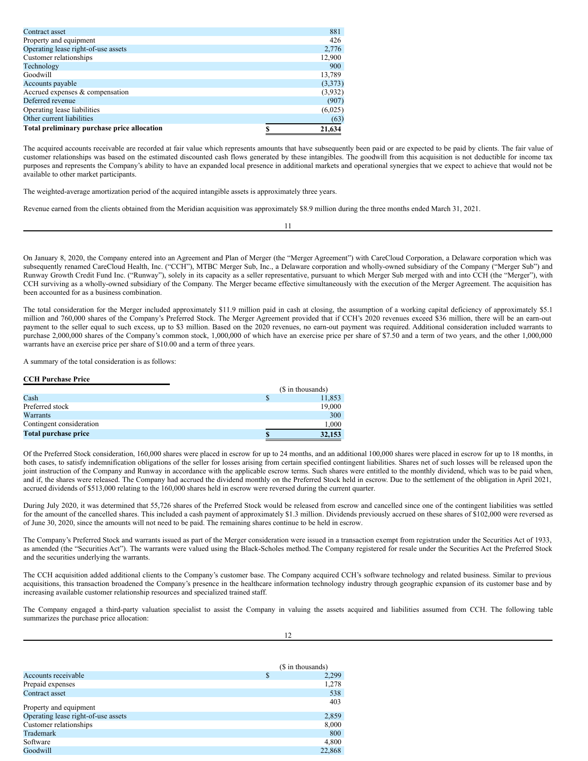| | | |
|---|---|---|
| Contract asset | | 881 |
| Property and equipment | | 426 |
| Operating lease right-of-use assets | | 2,776 |
| Customer relationships | | 12,900 |
| Technology | | 900 |
| Goodwill | | 13,789 |
| Accounts payable | | (3,373) |
| Accrued expenses & compensation | | (3,932) |
| Deferred revenue | | (907) |
| Operating lease liabilities | | (6,025) |
| Other current liabilities | | (63) |
| **Total preliminary purchase price allocation** | **$** | **21,634** |

The acquired accounts receivable are recorded at fair value which represents amounts that have subsequently been paid or are expected to be paid by clients. The fair value of customer relationships was based on the estimated discounted cash flows generated by these intangibles. The goodwill from this acquisition is not deductible for income tax purposes and represents the Company's ability to have an expanded local presence in additional markets and operational synergies that we expect to achieve that would not be available to other market participants.

The weighted-average amortization period of the acquired intangible assets is approximately three years.

Revenue earned from the clients obtained from the Meridian acquisition was approximately $8.9 million during the three months ended March 31, 2021.

On January 8, 2020, the Company entered into an Agreement and Plan of Merger (the "Merger Agreement") with CareCloud Corporation, a Delaware corporation which was subsequently renamed CareCloud Health, Inc. ("CCH"), MTBC Merger Sub, Inc., a Delaware corporation and wholly-owned subsidiary of the Company ("Merger Sub") and Runway Growth Credit Fund Inc. ("Runway"), solely in its capacity as a seller representative, pursuant to which Merger Sub merged with and into CCH (the "Merger"), with CCH surviving as a wholly-owned subsidiary of the Company. The Merger became effective simultaneously with the execution of the Merger Agreement. The acquisition has been accounted for as a business combination.

The total consideration for the Merger included approximately $11.9 million paid in cash at closing, the assumption of a working capital deficiency of approximately $5.1 million and 760,000 shares of the Company's Preferred Stock. The Merger Agreement provided that if CCH's 2020 revenues exceed $36 million, there will be an earn-out payment to the seller equal to such excess, up to $3 million. Based on the 2020 revenues, no earn-out payment was required. Additional consideration included warrants to purchase 2,000,000 shares of the Company's common stock, 1,000,000 of which have an exercise price per share of $7.50 and a term of two years, and the other 1,000,000 warrants have an exercise price per share of $10.00 and a term of three years.

A summary of the total consideration is as follows:

| **CCH Purchase Price** | | ($ in thousands) |
|---|---|---|
| Cash | $ | 11,853 |
| Preferred stock | | 19,000 |
| Warrants | | 300 |
| Contingent consideration | | 1,000 |
| **Total purchase price** | **$** | **32,153** |

Of the Preferred Stock consideration, 160,000 shares were placed in escrow for up to 24 months, and an additional 100,000 shares were placed in escrow for up to 18 months, in both cases, to satisfy indemnification obligations of the seller for losses arising from certain specified contingent liabilities. Shares net of such losses will be released upon the joint instruction of the Company and Runway in accordance with the applicable escrow terms. Such shares were entitled to the monthly dividend, which was to be paid when, and if, the shares were released. The Company had accrued the dividend monthly on the Preferred Stock held in escrow. Due to the settlement of the obligation in April 2021, accrued dividends of $513,000 relating to the 160,000 shares held in escrow were reversed during the current quarter.

During July 2020, it was determined that 55,726 shares of the Preferred Stock would be released from escrow and cancelled since one of the contingent liabilities was settled for the amount of the cancelled shares. This included a cash payment of approximately $1.3 million. Dividends previously accrued on these shares of $102,000 were reversed as of June 30, 2020, since the amounts will not need to be paid. The remaining shares continue to be held in escrow.

The Company's Preferred Stock and warrants issued as part of the Merger consideration were issued in a transaction exempt from registration under the Securities Act of 1933, as amended (the "Securities Act"). The warrants were valued using the Black-Scholes method.The Company registered for resale under the Securities Act the Preferred Stock and the securities underlying the warrants.

The CCH acquisition added additional clients to the Company's customer base. The Company acquired CCH's software technology and related business. Similar to previous acquisitions, this transaction broadened the Company's presence in the healthcare information technology industry through geographic expansion of its customer base and by increasing available customer relationship resources and specialized trained staff.

The Company engaged a third-party valuation specialist to assist the Company in valuing the assets acquired and liabilities assumed from CCH. The following table summarizes the purchase price allocation:

| | | ($ in thousands) |
|---|---|---|
| Accounts receivable | $ | 2,299 |
| Prepaid expenses | | 1,278 |
| Contract asset | | 538 |
| Property and equipment | | 403 |
| Operating lease right-of-use assets | | 2,859 |
| Customer relationships | | 8,000 |
| Trademark | | 800 |
| Software | | 4,800 |
| Goodwill | | 22,868 |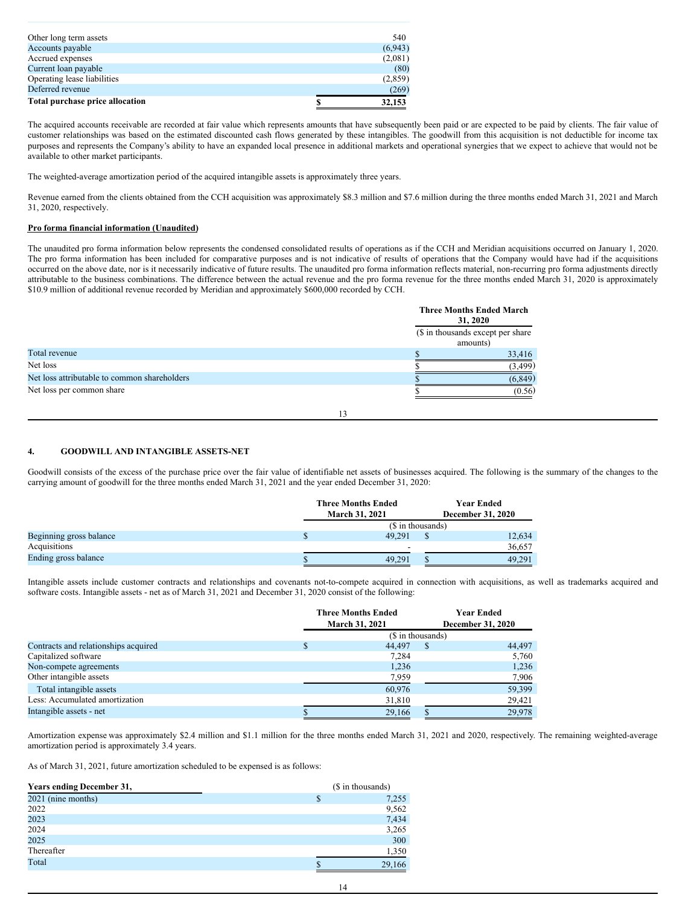| | |
|---|---|
| Other long term assets | 540 |
| Accounts payable | (6,943) |
| Accrued expenses | (2,081) |
| Current loan payable | (80) |
| Operating lease liabilities | (2,859) |
| Deferred revenue | (269) |
| **Total purchase price allocation** | **$ 32,153** |

The acquired accounts receivable are recorded at fair value which represents amounts that have subsequently been paid or are expected to be paid by clients. The fair value of customer relationships was based on the estimated discounted cash flows generated by these intangibles. The goodwill from this acquisition is not deductible for income tax purposes and represents the Company's ability to have an expanded local presence in additional markets and operational synergies that we expect to achieve that would not be available to other market participants.

The weighted-average amortization period of the acquired intangible assets is approximately three years.

Revenue earned from the clients obtained from the CCH acquisition was approximately $8.3 million and $7.6 million during the three months ended March 31, 2021 and March 31, 2020, respectively.

**Pro forma financial information (Unaudited)**

The unaudited pro forma information below represents the condensed consolidated results of operations as if the CCH and Meridian acquisitions occurred on January 1, 2020. The pro forma information has been included for comparative purposes and is not indicative of results of operations that the Company would have had if the acquisitions occurred on the above date, nor is it necessarily indicative of future results. The unaudited pro forma information reflects material, non-recurring pro forma adjustments directly attributable to the business combinations. The difference between the actual revenue and the pro forma revenue for the three months ended March 31, 2020 is approximately $10.9 million of additional revenue recorded by Meridian and approximately $600,000 recorded by CCH.

| | Three Months Ended March 31, 2020 |
|---|---|
| | ($ in thousands except per share amounts) |
| Total revenue | $ 33,416 |
| Net loss | $ (3,499) |
| Net loss attributable to common shareholders | $ (6,849) |
| Net loss per common share | $ (0.56) |

## 4. GOODWILL AND INTANGIBLE ASSETS-NET

Goodwill consists of the excess of the purchase price over the fair value of identifiable net assets of businesses acquired. The following is the summary of the changes to the carrying amount of goodwill for the three months ended March 31, 2021 and the year ended December 31, 2020:

| | Three Months Ended March 31, 2021 | Year Ended December 31, 2020 |
|---|---|---|
| | ($ in thousands) | |
| Beginning gross balance | $ 49,291 | $ 12,634 |
| Acquisitions | - | 36,657 |
| Ending gross balance | $ 49,291 | $ 49,291 |

Intangible assets include customer contracts and relationships and covenants not-to-compete acquired in connection with acquisitions, as well as trademarks acquired and software costs. Intangible assets - net as of March 31, 2021 and December 31, 2020 consist of the following:

| | Three Months Ended March 31, 2021 | Year Ended December 31, 2020 |
|---|---|---|
| | ($ in thousands) | |
| Contracts and relationships acquired | $ 44,497 | $ 44,497 |
| Capitalized software | 7,284 | 5,760 |
| Non-compete agreements | 1,236 | 1,236 |
| Other intangible assets | 7,959 | 7,906 |
| Total intangible assets | 60,976 | 59,399 |
| Less: Accumulated amortization | 31,810 | 29,421 |
| Intangible assets - net | $ 29,166 | $ 29,978 |

Amortization expense was approximately $2.4 million and $1.1 million for the three months ended March 31, 2021 and 2020, respectively. The remaining weighted-average amortization period is approximately 3.4 years.

As of March 31, 2021, future amortization scheduled to be expensed is as follows:

| Years ending December 31, | ($ in thousands) |
|---|---|
| 2021 (nine months) | $ 7,255 |
| 2022 | 9,562 |
| 2023 | 7,434 |
| 2024 | 3,265 |
| 2025 | 300 |
| Thereafter | 1,350 |
| Total | $ 29,166 |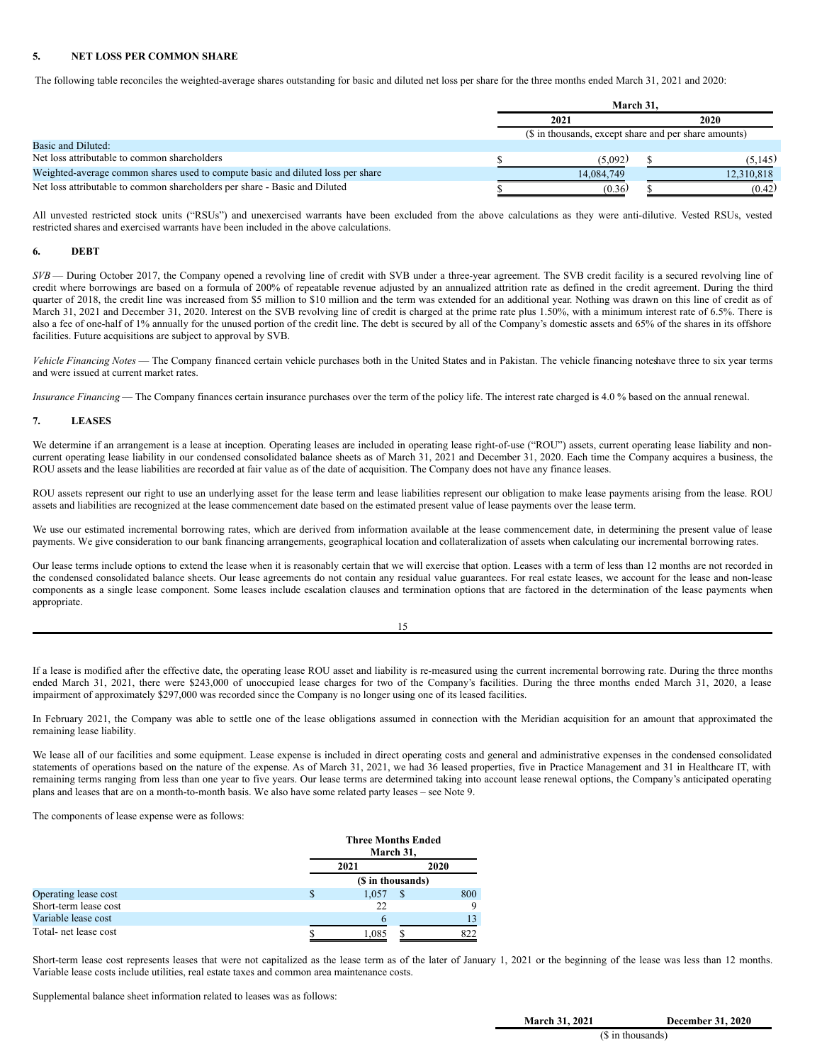## 5. NET LOSS PER COMMON SHARE

The following table reconciles the weighted-average shares outstanding for basic and diluted net loss per share for the three months ended March 31, 2021 and 2020:

| | March 31, | |
|---|---|---|
| | 2021 | 2020 |
| | ($ in thousands, except share and per share amounts) | |
| Basic and Diluted: | | |
| Net loss attributable to common shareholders | $ (5,092) | $ (5,145) |
| Weighted-average common shares used to compute basic and diluted loss per share | 14,084,749 | 12,310,818 |
| Net loss attributable to common shareholders per share - Basic and Diluted | $ (0.36) | $ (0.42) |

All unvested restricted stock units ("RSUs") and unexercised warrants have been excluded from the above calculations as they were anti-dilutive. Vested RSUs, vested restricted shares and exercised warrants have been included in the above calculations.

## 6. DEBT

*SVB* — During October 2017, the Company opened a revolving line of credit with SVB under a three-year agreement. The SVB credit facility is a secured revolving line of credit where borrowings are based on a formula of 200% of repeatable revenue adjusted by an annualized attrition rate as defined in the credit agreement. During the third quarter of 2018, the credit line was increased from $5 million to $10 million and the term was extended for an additional year. Nothing was drawn on this line of credit as of March 31, 2021 and December 31, 2020. Interest on the SVB revolving line of credit is charged at the prime rate plus 1.50%, with a minimum interest rate of 6.5%. There is also a fee of one-half of 1% annually for the unused portion of the credit line. The debt is secured by all of the Company's domestic assets and 65% of the shares in its offshore facilities. Future acquisitions are subject to approval by SVB.

*Vehicle Financing Notes* — The Company financed certain vehicle purchases both in the United States and in Pakistan. The vehicle financing noteshave three to six year terms and were issued at current market rates.

*Insurance Financing* — The Company finances certain insurance purchases over the term of the policy life. The interest rate charged is 4.0 % based on the annual renewal.

## 7. LEASES

We determine if an arrangement is a lease at inception. Operating leases are included in operating lease right-of-use ("ROU") assets, current operating lease liability and non-current operating lease liability in our condensed consolidated balance sheets as of March 31, 2021 and December 31, 2020. Each time the Company acquires a business, the ROU assets and the lease liabilities are recorded at fair value as of the date of acquisition. The Company does not have any finance leases.

ROU assets represent our right to use an underlying asset for the lease term and lease liabilities represent our obligation to make lease payments arising from the lease. ROU assets and liabilities are recognized at the lease commencement date based on the estimated present value of lease payments over the lease term.

We use our estimated incremental borrowing rates, which are derived from information available at the lease commencement date, in determining the present value of lease payments. We give consideration to our bank financing arrangements, geographical location and collateralization of assets when calculating our incremental borrowing rates.

Our lease terms include options to extend the lease when it is reasonably certain that we will exercise that option. Leases with a term of less than 12 months are not recorded in the condensed consolidated balance sheets. Our lease agreements do not contain any residual value guarantees. For real estate leases, we account for the lease and non-lease components as a single lease component. Some leases include escalation clauses and termination options that are factored in the determination of the lease payments when appropriate.

If a lease is modified after the effective date, the operating lease ROU asset and liability is re-measured using the current incremental borrowing rate. During the three months ended March 31, 2021, there were $243,000 of unoccupied lease charges for two of the Company's facilities. During the three months ended March 31, 2020, a lease impairment of approximately $297,000 was recorded since the Company is no longer using one of its leased facilities.

In February 2021, the Company was able to settle one of the lease obligations assumed in connection with the Meridian acquisition for an amount that approximated the remaining lease liability.

We lease all of our facilities and some equipment. Lease expense is included in direct operating costs and general and administrative expenses in the condensed consolidated statements of operations based on the nature of the expense. As of March 31, 2021, we had 36 leased properties, five in Practice Management and 31 in Healthcare IT, with remaining terms ranging from less than one year to five years. Our lease terms are determined taking into account lease renewal options, the Company's anticipated operating plans and leases that are on a month-to-month basis. We also have some related party leases – see Note 9.

The components of lease expense were as follows:

| | Three Months Ended March 31, | |
|---|---|---|
| | 2021 | 2020 |
| | ($ in thousands) | |
| Operating lease cost | $ 1,057 | $ 800 |
| Short-term lease cost | 22 | 9 |
| Variable lease cost | 6 | 13 |
| Total- net lease cost | $ 1,085 | $ 822 |

Short-term lease cost represents leases that were not capitalized as the lease term as of the later of January 1, 2021 or the beginning of the lease was less than 12 months. Variable lease costs include utilities, real estate taxes and common area maintenance costs.

Supplemental balance sheet information related to leases was as follows:

| | March 31, 2021 | December 31, 2020 |
|---|---|---|
| | ($ in thousands) | |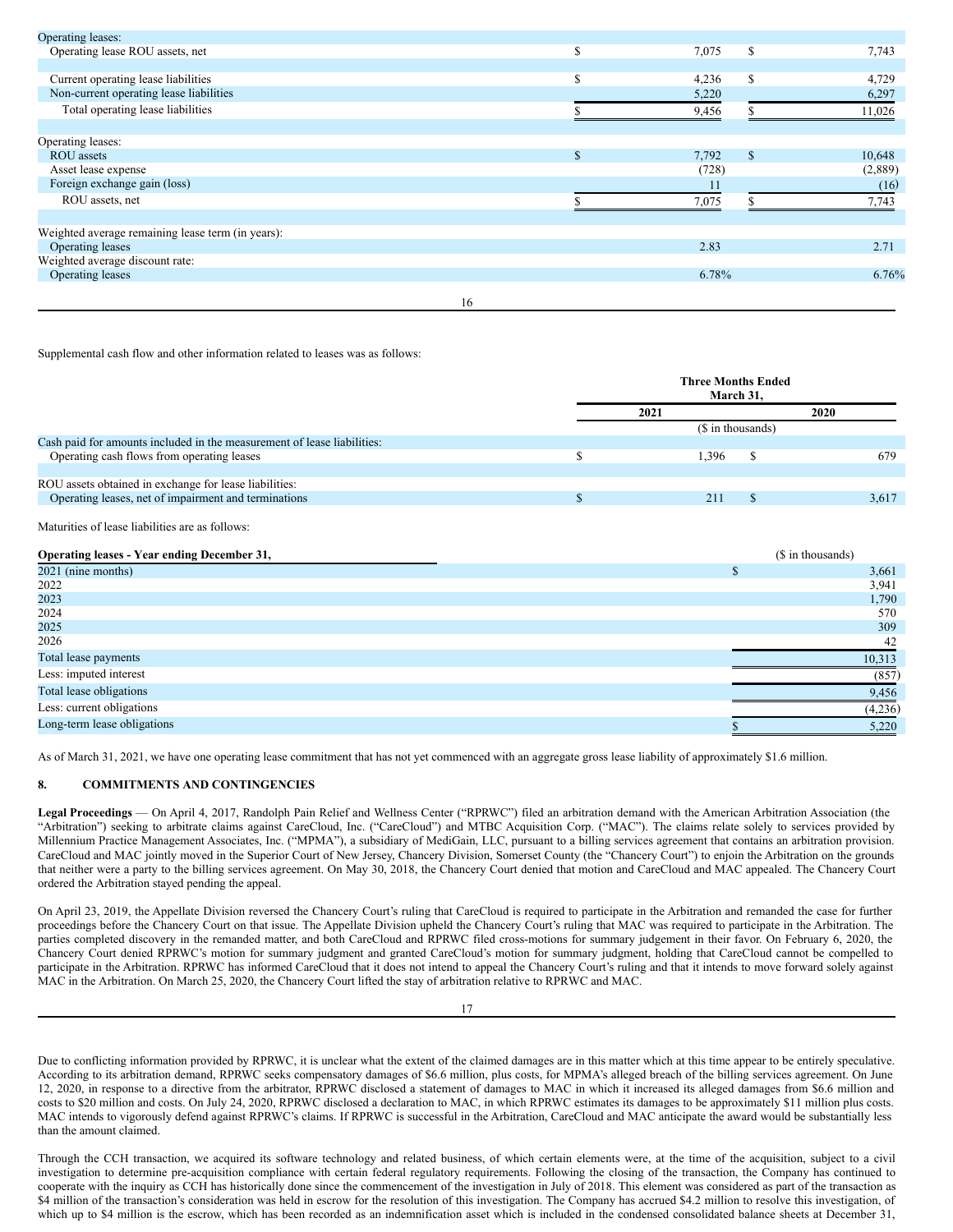| | | |
|---|---|---|
| Operating leases: | | |
| Operating lease ROU assets, net | $ 7,075 | $ 7,743 |
| | | |
| Current operating lease liabilities | $ 4,236 | $ 4,729 |
| Non-current operating lease liabilities | 5,220 | 6,297 |
| Total operating lease liabilities | $ 9,456 | $ 11,026 |
| | | |
| Operating leases: | | |
| ROU assets | $ 7,792 | $ 10,648 |
| Asset lease expense | (728) | (2,889) |
| Foreign exchange gain (loss) | 11 | (16) |
| ROU assets, net | $ 7,075 | $ 7,743 |
| | | |
| Weighted average remaining lease term (in years): | | |
| Operating leases | 2.83 | 2.71 |
| Weighted average discount rate: | | |
| Operating leases | 6.78% | 6.76% |

Supplemental cash flow and other information related to leases was as follows:

| | Three Months Ended March 31, | |
|---|---|---|
| | 2021 | 2020 |
| | ($ in thousands) | |
| Cash paid for amounts included in the measurement of lease liabilities: | | |
| Operating cash flows from operating leases | $ 1,396 | $ 679 |
| | | |
| ROU assets obtained in exchange for lease liabilities: | | |
| Operating leases, net of impairment and terminations | $ 211 | $ 3,617 |

Maturities of lease liabilities are as follows:

| Operating leases - Year ending December 31, | ($ in thousands) |
|---|---|
| 2021 (nine months) | $ 3,661 |
| 2022 | 3,941 |
| 2023 | 1,790 |
| 2024 | 570 |
| 2025 | 309 |
| 2026 | 42 |
| Total lease payments | 10,313 |
| Less: imputed interest | (857) |
| Total lease obligations | 9,456 |
| Less: current obligations | (4,236) |
| Long-term lease obligations | $ 5,220 |

As of March 31, 2021, we have one operating lease commitment that has not yet commenced with an aggregate gross lease liability of approximately $1.6 million.

## 8. COMMITMENTS AND CONTINGENCIES

**Legal Proceedings** — On April 4, 2017, Randolph Pain Relief and Wellness Center ("RPRWC") filed an arbitration demand with the American Arbitration Association (the "Arbitration") seeking to arbitrate claims against CareCloud, Inc. ("CareCloud") and MTBC Acquisition Corp. ("MAC"). The claims relate solely to services provided by Millennium Practice Management Associates, Inc. ("MPMA"), a subsidiary of MediGain, LLC, pursuant to a billing services agreement that contains an arbitration provision. CareCloud and MAC jointly moved in the Superior Court of New Jersey, Chancery Division, Somerset County (the "Chancery Court") to enjoin the Arbitration on the grounds that neither were a party to the billing services agreement. On May 30, 2018, the Chancery Court denied that motion and CareCloud and MAC appealed. The Chancery Court ordered the Arbitration stayed pending the appeal.

On April 23, 2019, the Appellate Division reversed the Chancery Court's ruling that CareCloud is required to participate in the Arbitration and remanded the case for further proceedings before the Chancery Court on that issue. The Appellate Division upheld the Chancery Court's ruling that MAC was required to participate in the Arbitration. The parties completed discovery in the remanded matter, and both CareCloud and RPRWC filed cross-motions for summary judgement in their favor. On February 6, 2020, the Chancery Court denied RPRWC's motion for summary judgment and granted CareCloud's motion for summary judgment, holding that CareCloud cannot be compelled to participate in the Arbitration. RPRWC has informed CareCloud that it does not intend to appeal the Chancery Court's ruling and that it intends to move forward solely against MAC in the Arbitration. On March 25, 2020, the Chancery Court lifted the stay of arbitration relative to RPRWC and MAC.

Due to conflicting information provided by RPRWC, it is unclear what the extent of the claimed damages are in this matter which at this time appear to be entirely speculative. According to its arbitration demand, RPRWC seeks compensatory damages of $6.6 million, plus costs, for MPMA's alleged breach of the billing services agreement. On June 12, 2020, in response to a directive from the arbitrator, RPRWC disclosed a statement of damages to MAC in which it increased its alleged damages from $6.6 million and costs to $20 million and costs. On July 24, 2020, RPRWC disclosed a declaration to MAC, in which RPRWC estimates its damages to be approximately $11 million plus costs. MAC intends to vigorously defend against RPRWC's claims. If RPRWC is successful in the Arbitration, CareCloud and MAC anticipate the award would be substantially less than the amount claimed.

Through the CCH transaction, we acquired its software technology and related business, of which certain elements were, at the time of the acquisition, subject to a civil investigation to determine pre-acquisition compliance with certain federal regulatory requirements. Following the closing of the transaction, the Company has continued to cooperate with the inquiry as CCH has historically done since the commencement of the investigation in July of 2018. This element was considered as part of the transaction as $4 million of the transaction's consideration was held in escrow for the resolution of this investigation. The Company has accrued $4.2 million to resolve this investigation, of which up to $4 million is the escrow, which has been recorded as an indemnification asset which is included in the condensed consolidated balance sheets at December 31,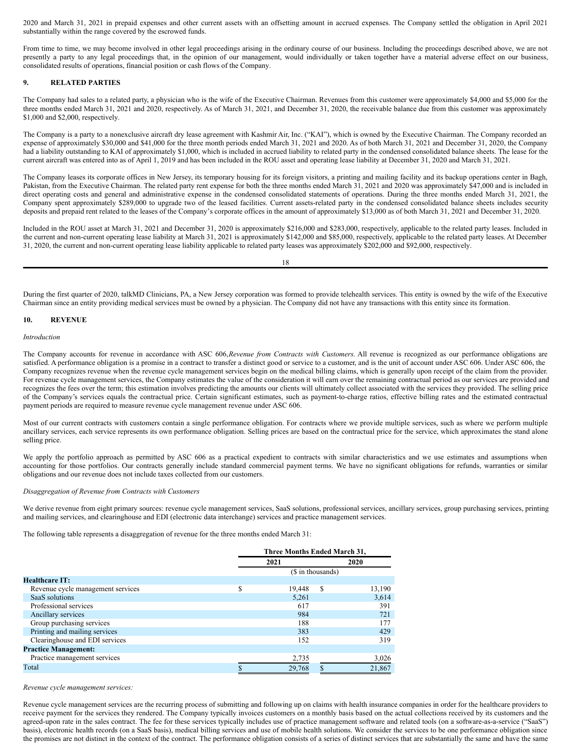2020 and March 31, 2021 in prepaid expenses and other current assets with an offsetting amount in accrued expenses. The Company settled the obligation in April 2021 substantially within the range covered by the escrowed funds.

From time to time, we may become involved in other legal proceedings arising in the ordinary course of our business. Including the proceedings described above, we are not presently a party to any legal proceedings that, in the opinion of our management, would individually or taken together have a material adverse effect on our business, consolidated results of operations, financial position or cash flows of the Company.

## 9. RELATED PARTIES

The Company had sales to a related party, a physician who is the wife of the Executive Chairman. Revenues from this customer were approximately $4,000 and $5,000 for the three months ended March 31, 2021 and 2020, respectively. As of March 31, 2021, and December 31, 2020, the receivable balance due from this customer was approximately $1,000 and $2,000, respectively.

The Company is a party to a nonexclusive aircraft dry lease agreement with Kashmir Air, Inc. ("KAI"), which is owned by the Executive Chairman. The Company recorded an expense of approximately $30,000 and $41,000 for the three month periods ended March 31, 2021 and 2020. As of both March 31, 2021 and December 31, 2020, the Company had a liability outstanding to KAI of approximately $1,000, which is included in accrued liability to related party in the condensed consolidated balance sheets. The lease for the current aircraft was entered into as of April 1, 2019 and has been included in the ROU asset and operating lease liability at December 31, 2020 and March 31, 2021.

The Company leases its corporate offices in New Jersey, its temporary housing for its foreign visitors, a printing and mailing facility and its backup operations center in Bagh, Pakistan, from the Executive Chairman. The related party rent expense for both the three months ended March 31, 2021 and 2020 was approximately $47,000 and is included in direct operating costs and general and administrative expense in the condensed consolidated statements of operations. During the three months ended March 31, 2021, the Company spent approximately $289,000 to upgrade two of the leased facilities. Current assets-related party in the condensed consolidated balance sheets includes security deposits and prepaid rent related to the leases of the Company's corporate offices in the amount of approximately $13,000 as of both March 31, 2021 and December 31, 2020.

Included in the ROU asset at March 31, 2021 and December 31, 2020 is approximately $216,000 and $283,000, respectively, applicable to the related party leases. Included in the current and non-current operating lease liability at March 31, 2021 is approximately $142,000 and $85,000, respectively, applicable to the related party leases. At December 31, 2020, the current and non-current operating lease liability applicable to related party leases was approximately $202,000 and $92,000, respectively.

During the first quarter of 2020, talkMD Clinicians, PA, a New Jersey corporation was formed to provide telehealth services. This entity is owned by the wife of the Executive Chairman since an entity providing medical services must be owned by a physician. The Company did not have any transactions with this entity since its formation.

## 10. REVENUE

*Introduction*

The Company accounts for revenue in accordance with ASC 606, *Revenue from Contracts with Customers.* All revenue is recognized as our performance obligations are satisfied. A performance obligation is a promise in a contract to transfer a distinct good or service to a customer, and is the unit of account under ASC 606. Under ASC 606, the Company recognizes revenue when the revenue cycle management services begin on the medical billing claims, which is generally upon receipt of the claim from the provider. For revenue cycle management services, the Company estimates the value of the consideration it will earn over the remaining contractual period as our services are provided and recognizes the fees over the term; this estimation involves predicting the amounts our clients will ultimately collect associated with the services they provided. The selling price of the Company's services equals the contractual price. Certain significant estimates, such as payment-to-charge ratios, effective billing rates and the estimated contractual payment periods are required to measure revenue cycle management revenue under ASC 606.

Most of our current contracts with customers contain a single performance obligation. For contracts where we provide multiple services, such as where we perform multiple ancillary services, each service represents its own performance obligation. Selling prices are based on the contractual price for the service, which approximates the stand alone selling price.

We apply the portfolio approach as permitted by ASC 606 as a practical expedient to contracts with similar characteristics and we use estimates and assumptions when accounting for those portfolios. Our contracts generally include standard commercial payment terms. We have no significant obligations for refunds, warranties or similar obligations and our revenue does not include taxes collected from our customers.

*Disaggregation of Revenue from Contracts with Customers*

We derive revenue from eight primary sources: revenue cycle management services, SaaS solutions, professional services, ancillary services, group purchasing services, printing and mailing services, and clearinghouse and EDI (electronic data interchange) services and practice management services.

The following table represents a disaggregation of revenue for the three months ended March 31:

| | Three Months Ended March 31, | |
|---|---|---|
| | 2021 | 2020 |
| | ($ in thousands) | |
| **Healthcare IT:** | | |
| Revenue cycle management services | $ 19,448 | $ 13,190 |
| SaaS solutions | 5,261 | 3,614 |
| Professional services | 617 | 391 |
| Ancillary services | 984 | 721 |
| Group purchasing services | 188 | 177 |
| Printing and mailing services | 383 | 429 |
| Clearinghouse and EDI services | 152 | 319 |
| **Practice Management:** | | |
| Practice management services | 2,735 | 3,026 |
| Total | $ 29,768 | $ 21,867 |

*Revenue cycle management services:*

Revenue cycle management services are the recurring process of submitting and following up on claims with health insurance companies in order for the healthcare providers to receive payment for the services they rendered. The Company typically invoices customers on a monthly basis based on the actual collections received by its customers and the agreed-upon rate in the sales contract. The fee for these services typically includes use of practice management software and related tools (on a software-as-a-service ("SaaS") basis), electronic health records (on a SaaS basis), medical billing services and use of mobile health solutions. We consider the services to be one performance obligation since the promises are not distinct in the context of the contract. The performance obligation consists of a series of distinct services that are substantially the same and have the same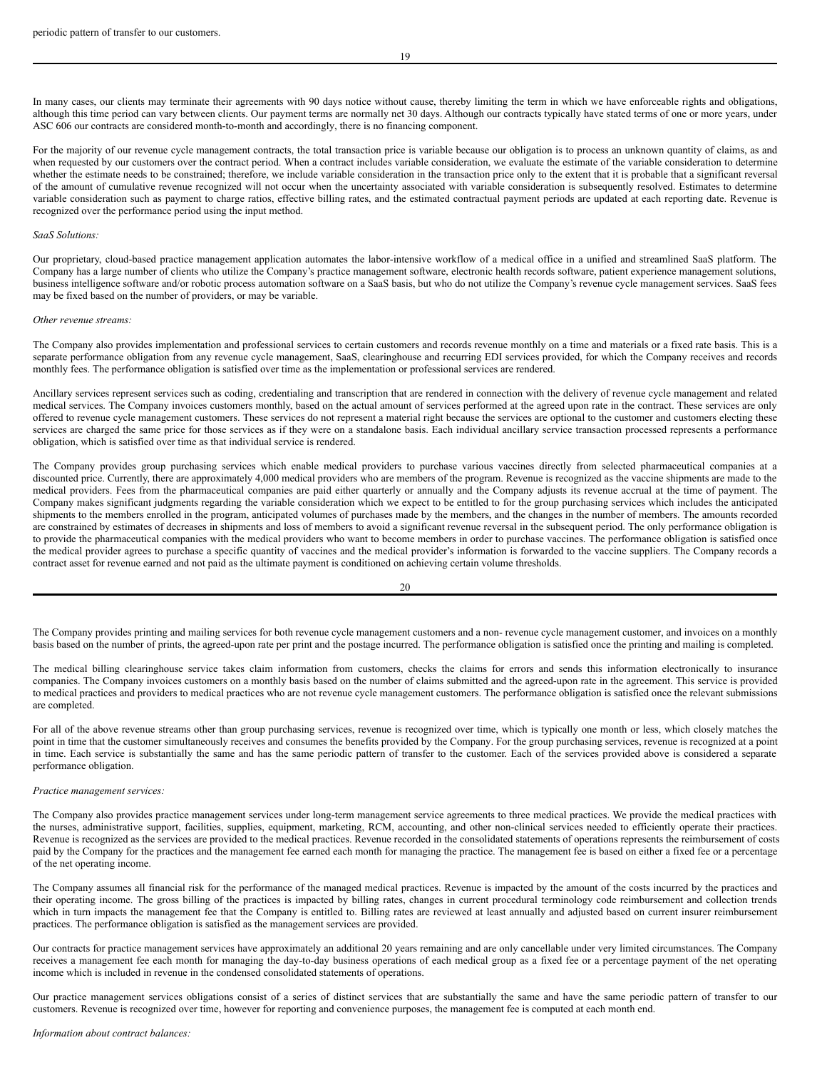periodic pattern of transfer to our customers.

In many cases, our clients may terminate their agreements with 90 days notice without cause, thereby limiting the term in which we have enforceable rights and obligations, although this time period can vary between clients. Our payment terms are normally net 30 days. Although our contracts typically have stated terms of one or more years, under ASC 606 our contracts are considered month-to-month and accordingly, there is no financing component.

For the majority of our revenue cycle management contracts, the total transaction price is variable because our obligation is to process an unknown quantity of claims, as and when requested by our customers over the contract period. When a contract includes variable consideration, we evaluate the estimate of the variable consideration to determine whether the estimate needs to be constrained; therefore, we include variable consideration in the transaction price only to the extent that it is probable that a significant reversal of the amount of cumulative revenue recognized will not occur when the uncertainty associated with variable consideration is subsequently resolved. Estimates to determine variable consideration such as payment to charge ratios, effective billing rates, and the estimated contractual payment periods are updated at each reporting date. Revenue is recognized over the performance period using the input method.

*SaaS Solutions:*

Our proprietary, cloud-based practice management application automates the labor-intensive workflow of a medical office in a unified and streamlined SaaS platform. The Company has a large number of clients who utilize the Company's practice management software, electronic health records software, patient experience management solutions, business intelligence software and/or robotic process automation software on a SaaS basis, but who do not utilize the Company's revenue cycle management services. SaaS fees may be fixed based on the number of providers, or may be variable.

*Other revenue streams:*

The Company also provides implementation and professional services to certain customers and records revenue monthly on a time and materials or a fixed rate basis. This is a separate performance obligation from any revenue cycle management, SaaS, clearinghouse and recurring EDI services provided, for which the Company receives and records monthly fees. The performance obligation is satisfied over time as the implementation or professional services are rendered.

Ancillary services represent services such as coding, credentialing and transcription that are rendered in connection with the delivery of revenue cycle management and related medical services. The Company invoices customers monthly, based on the actual amount of services performed at the agreed upon rate in the contract. These services are only offered to revenue cycle management customers. These services do not represent a material right because the services are optional to the customer and customers electing these services are charged the same price for those services as if they were on a standalone basis. Each individual ancillary service transaction processed represents a performance obligation, which is satisfied over time as that individual service is rendered.

The Company provides group purchasing services which enable medical providers to purchase various vaccines directly from selected pharmaceutical companies at a discounted price. Currently, there are approximately 4,000 medical providers who are members of the program. Revenue is recognized as the vaccine shipments are made to the medical providers. Fees from the pharmaceutical companies are paid either quarterly or annually and the Company adjusts its revenue accrual at the time of payment. The Company makes significant judgments regarding the variable consideration which we expect to be entitled to for the group purchasing services which includes the anticipated shipments to the members enrolled in the program, anticipated volumes of purchases made by the members, and the changes in the number of members. The amounts recorded are constrained by estimates of decreases in shipments and loss of members to avoid a significant revenue reversal in the subsequent period. The only performance obligation is to provide the pharmaceutical companies with the medical providers who want to become members in order to purchase vaccines. The performance obligation is satisfied once the medical provider agrees to purchase a specific quantity of vaccines and the medical provider's information is forwarded to the vaccine suppliers. The Company records a contract asset for revenue earned and not paid as the ultimate payment is conditioned on achieving certain volume thresholds.

The Company provides printing and mailing services for both revenue cycle management customers and a non- revenue cycle management customer, and invoices on a monthly basis based on the number of prints, the agreed-upon rate per print and the postage incurred. The performance obligation is satisfied once the printing and mailing is completed.

The medical billing clearinghouse service takes claim information from customers, checks the claims for errors and sends this information electronically to insurance companies. The Company invoices customers on a monthly basis based on the number of claims submitted and the agreed-upon rate in the agreement. This service is provided to medical practices and providers to medical practices who are not revenue cycle management customers. The performance obligation is satisfied once the relevant submissions are completed.

For all of the above revenue streams other than group purchasing services, revenue is recognized over time, which is typically one month or less, which closely matches the point in time that the customer simultaneously receives and consumes the benefits provided by the Company. For the group purchasing services, revenue is recognized at a point in time. Each service is substantially the same and has the same periodic pattern of transfer to the customer. Each of the services provided above is considered a separate performance obligation.

*Practice management services:*

The Company also provides practice management services under long-term management service agreements to three medical practices. We provide the medical practices with the nurses, administrative support, facilities, supplies, equipment, marketing, RCM, accounting, and other non-clinical services needed to efficiently operate their practices. Revenue is recognized as the services are provided to the medical practices. Revenue recorded in the consolidated statements of operations represents the reimbursement of costs paid by the Company for the practices and the management fee earned each month for managing the practice. The management fee is based on either a fixed fee or a percentage of the net operating income.

The Company assumes all financial risk for the performance of the managed medical practices. Revenue is impacted by the amount of the costs incurred by the practices and their operating income. The gross billing of the practices is impacted by billing rates, changes in current procedural terminology code reimbursement and collection trends which in turn impacts the management fee that the Company is entitled to. Billing rates are reviewed at least annually and adjusted based on current insurer reimbursement practices. The performance obligation is satisfied as the management services are provided.

Our contracts for practice management services have approximately an additional 20 years remaining and are only cancellable under very limited circumstances. The Company receives a management fee each month for managing the day-to-day business operations of each medical group as a fixed fee or a percentage payment of the net operating income which is included in revenue in the condensed consolidated statements of operations.

Our practice management services obligations consist of a series of distinct services that are substantially the same and have the same periodic pattern of transfer to our customers. Revenue is recognized over time, however for reporting and convenience purposes, the management fee is computed at each month end.

*Information about contract balances:*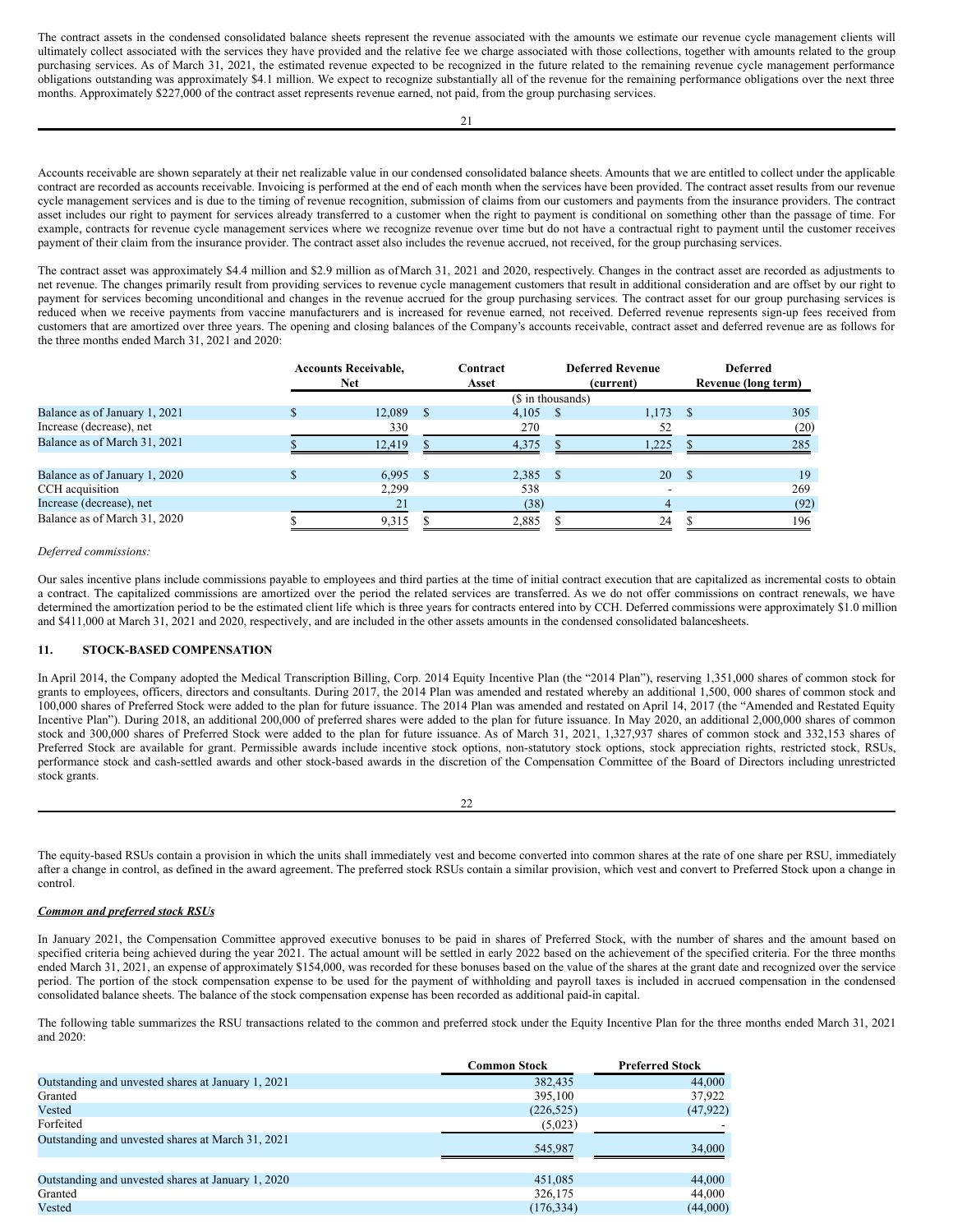The contract assets in the condensed consolidated balance sheets represent the revenue associated with the amounts we estimate our revenue cycle management clients will ultimately collect associated with the services they have provided and the relative fee we charge associated with those collections, together with amounts related to the group purchasing services. As of March 31, 2021, the estimated revenue expected to be recognized in the future related to the remaining revenue cycle management performance obligations outstanding was approximately $4.1 million. We expect to recognize substantially all of the revenue for the remaining performance obligations over the next three months. Approximately $227,000 of the contract asset represents revenue earned, not paid, from the group purchasing services.

Accounts receivable are shown separately at their net realizable value in our condensed consolidated balance sheets. Amounts that we are entitled to collect under the applicable contract are recorded as accounts receivable. Invoicing is performed at the end of each month when the services have been provided. The contract asset results from our revenue cycle management services and is due to the timing of revenue recognition, submission of claims from our customers and payments from the insurance providers. The contract asset includes our right to payment for services already transferred to a customer when the right to payment is conditional on something other than the passage of time. For example, contracts for revenue cycle management services where we recognize revenue over time but do not have a contractual right to payment until the customer receives payment of their claim from the insurance provider. The contract asset also includes the revenue accrued, not received, for the group purchasing services.

The contract asset was approximately $4.4 million and $2.9 million as ofMarch 31, 2021 and 2020, respectively. Changes in the contract asset are recorded as adjustments to net revenue. The changes primarily result from providing services to revenue cycle management customers that result in additional consideration and are offset by our right to payment for services becoming unconditional and changes in the revenue accrued for the group purchasing services. The contract asset for our group purchasing services is reduced when we receive payments from vaccine manufacturers and is increased for revenue earned, not received. Deferred revenue represents sign-up fees received from customers that are amortized over three years. The opening and closing balances of the Company's accounts receivable, contract asset and deferred revenue are as follows for the three months ended March 31, 2021 and 2020:

| | Accounts Receivable, Net | Contract Asset | Deferred Revenue (current) | Deferred Revenue (long term) |
|---|---|---|---|---|
| | | ($ in thousands) | | |
| Balance as of January 1, 2021 | $ 12,089 | $ 4,105 | $ 1,173 | $ 305 |
| Increase (decrease), net | 330 | 270 | 52 | (20) |
| Balance as of March 31, 2021 | $ 12,419 | $ 4,375 | $ 1,225 | $ 285 |
| | | | | |
| Balance as of January 1, 2020 | $ 6,995 | $ 2,385 | $ 20 | $ 19 |
| CCH acquisition | 2,299 | 538 | - | 269 |
| Increase (decrease), net | 21 | (38) | 4 | (92) |
| Balance as of March 31, 2020 | $ 9,315 | $ 2,885 | $ 24 | $ 196 |

*Deferred commissions:*

Our sales incentive plans include commissions payable to employees and third parties at the time of initial contract execution that are capitalized as incremental costs to obtain a contract. The capitalized commissions are amortized over the period the related services are transferred. As we do not offer commissions on contract renewals, we have determined the amortization period to be the estimated client life which is three years for contracts entered into by CCH. Deferred commissions were approximately $1.0 million and $411,000 at March 31, 2021 and 2020, respectively, and are included in the other assets amounts in the condensed consolidated balancesheets.

## 11. STOCK-BASED COMPENSATION

In April 2014, the Company adopted the Medical Transcription Billing, Corp. 2014 Equity Incentive Plan (the "2014 Plan"), reserving 1,351,000 shares of common stock for grants to employees, officers, directors and consultants. During 2017, the 2014 Plan was amended and restated whereby an additional 1,500, 000 shares of common stock and 100,000 shares of Preferred Stock were added to the plan for future issuance. The 2014 Plan was amended and restated on April 14, 2017 (the "Amended and Restated Equity Incentive Plan"). During 2018, an additional 200,000 of preferred shares were added to the plan for future issuance. In May 2020, an additional 2,000,000 shares of common stock and 300,000 shares of Preferred Stock were added to the plan for future issuance. As of March 31, 2021, 1,327,937 shares of common stock and 332,153 shares of Preferred Stock are available for grant. Permissible awards include incentive stock options, non-statutory stock options, stock appreciation rights, restricted stock, RSUs, performance stock and cash-settled awards and other stock-based awards in the discretion of the Compensation Committee of the Board of Directors including unrestricted stock grants.

The equity-based RSUs contain a provision in which the units shall immediately vest and become converted into common shares at the rate of one share per RSU, immediately after a change in control, as defined in the award agreement. The preferred stock RSUs contain a similar provision, which vest and convert to Preferred Stock upon a change in control.

***Common and preferred stock RSUs***

In January 2021, the Compensation Committee approved executive bonuses to be paid in shares of Preferred Stock, with the number of shares and the amount based on specified criteria being achieved during the year 2021. The actual amount will be settled in early 2022 based on the achievement of the specified criteria. For the three months ended March 31, 2021, an expense of approximately $154,000, was recorded for these bonuses based on the value of the shares at the grant date and recognized over the service period. The portion of the stock compensation expense to be used for the payment of withholding and payroll taxes is included in accrued compensation in the condensed consolidated balance sheets. The balance of the stock compensation expense has been recorded as additional paid-in capital.

The following table summarizes the RSU transactions related to the common and preferred stock under the Equity Incentive Plan for the three months ended March 31, 2021 and 2020:

| | Common Stock | Preferred Stock |
|---|---|---|
| Outstanding and unvested shares at January 1, 2021 | 382,435 | 44,000 |
| Granted | 395,100 | 37,922 |
| Vested | (226,525) | (47,922) |
| Forfeited | (5,023) | - |
| Outstanding and unvested shares at March 31, 2021 | 545,987 | 34,000 |
| | | |
| Outstanding and unvested shares at January 1, 2020 | 451,085 | 44,000 |
| Granted | 326,175 | 44,000 |
| Vested | (176,334) | (44,000) |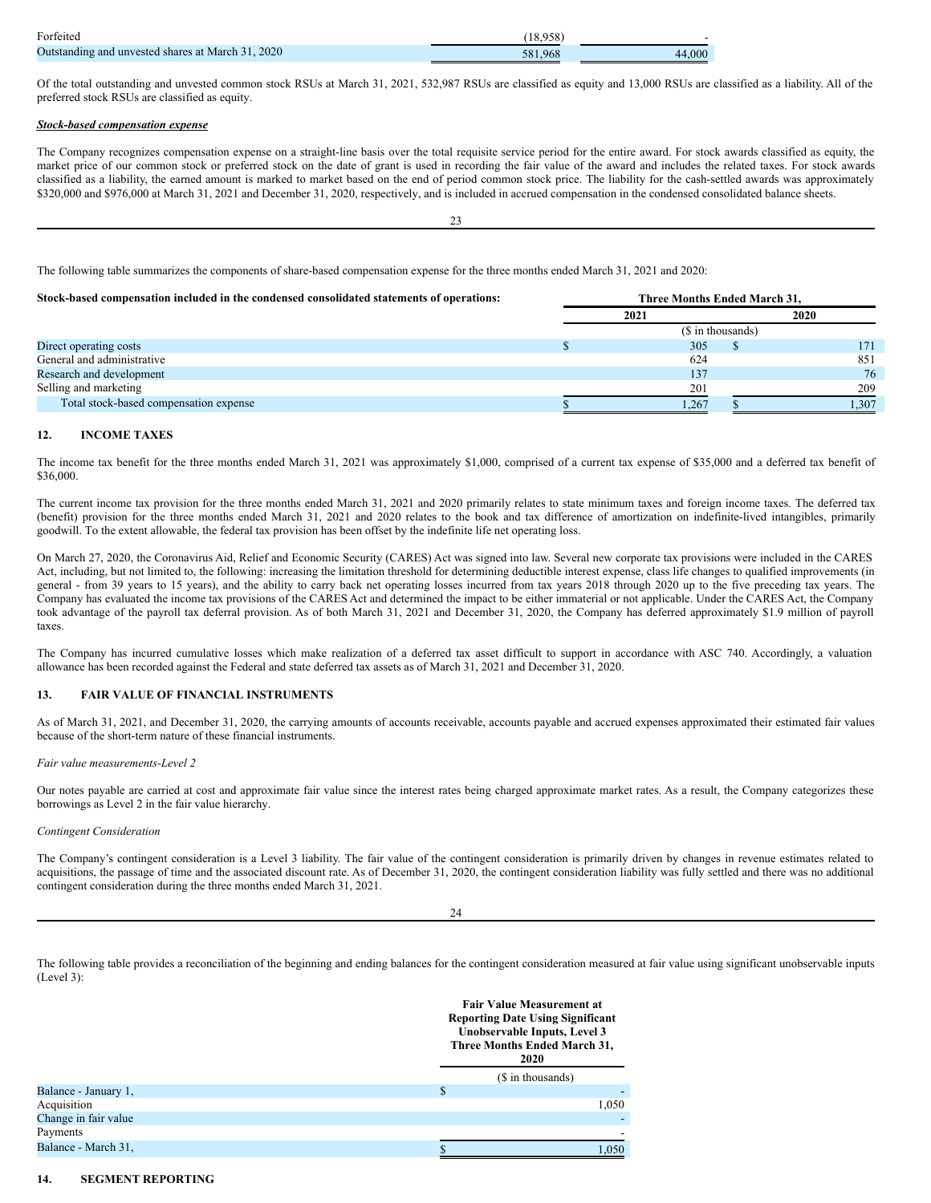| | | |
|---|---|---|
| Forfeited | (18,958) | - |
| Outstanding and unvested shares at March 31, 2020 | 581,968 | 44,000 |

Of the total outstanding and unvested common stock RSUs at March 31, 2021, 532,987 RSUs are classified as equity and 13,000 RSUs are classified as a liability. All of the preferred stock RSUs are classified as equity.

***Stock-based compensation expense***

The Company recognizes compensation expense on a straight-line basis over the total requisite service period for the entire award. For stock awards classified as equity, the market price of our common stock or preferred stock on the date of grant is used in recording the fair value of the award and includes the related taxes. For stock awards classified as a liability, the earned amount is marked to market based on the end of period common stock price. The liability for the cash-settled awards was approximately $320,000 and $976,000 at March 31, 2021 and December 31, 2020, respectively, and is included in accrued compensation in the condensed consolidated balance sheets.

The following table summarizes the components of share-based compensation expense for the three months ended March 31, 2021 and 2020:

| **Stock-based compensation included in the condensed consolidated statements of operations:** | **Three Months Ended March 31,** | |
|---|---|---|
| | **2021** | **2020** |
| | ($ in thousands) | |
| Direct operating costs | $ 305 | $ 171 |
| General and administrative | 624 | 851 |
| Research and development | 137 | 76 |
| Selling and marketing | 201 | 209 |
| Total stock-based compensation expense | $ 1,267 | $ 1,307 |

## 12. INCOME TAXES

The income tax benefit for the three months ended March 31, 2021 was approximately $1,000, comprised of a current tax expense of $35,000 and a deferred tax benefit of $36,000.

The current income tax provision for the three months ended March 31, 2021 and 2020 primarily relates to state minimum taxes and foreign income taxes. The deferred tax (benefit) provision for the three months ended March 31, 2021 and 2020 relates to the book and tax difference of amortization on indefinite-lived intangibles, primarily goodwill. To the extent allowable, the federal tax provision has been offset by the indefinite life net operating loss.

On March 27, 2020, the Coronavirus Aid, Relief and Economic Security (CARES) Act was signed into law. Several new corporate tax provisions were included in the CARES Act, including, but not limited to, the following: increasing the limitation threshold for determining deductible interest expense, class life changes to qualified improvements (in general - from 39 years to 15 years), and the ability to carry back net operating losses incurred from tax years 2018 through 2020 up to the five preceding tax years. The Company has evaluated the income tax provisions of the CARES Act and determined the impact to be either immaterial or not applicable. Under the CARES Act, the Company took advantage of the payroll tax deferral provision. As of both March 31, 2021 and December 31, 2020, the Company has deferred approximately $1.9 million of payroll taxes.

The Company has incurred cumulative losses which make realization of a deferred tax asset difficult to support in accordance with ASC 740. Accordingly, a valuation allowance has been recorded against the Federal and state deferred tax assets as of March 31, 2021 and December 31, 2020.

## 13. FAIR VALUE OF FINANCIAL INSTRUMENTS

As of March 31, 2021, and December 31, 2020, the carrying amounts of accounts receivable, accounts payable and accrued expenses approximated their estimated fair values because of the short-term nature of these financial instruments.

*Fair value measurements-Level 2*

Our notes payable are carried at cost and approximate fair value since the interest rates being charged approximate market rates. As a result, the Company categorizes these borrowings as Level 2 in the fair value hierarchy.

*Contingent Consideration*

The Company's contingent consideration is a Level 3 liability. The fair value of the contingent consideration is primarily driven by changes in revenue estimates related to acquisitions, the passage of time and the associated discount rate. As of December 31, 2020, the contingent consideration liability was fully settled and there was no additional contingent consideration during the three months ended March 31, 2021.

The following table provides a reconciliation of the beginning and ending balances for the contingent consideration measured at fair value using significant unobservable inputs (Level 3):

| | **Fair Value Measurement at Reporting Date Using Significant Unobservable Inputs, Level 3 Three Months Ended March 31, 2020** |
|---|---|
| | ($ in thousands) |
| Balance - January 1, | $ - |
| Acquisition | 1,050 |
| Change in fair value | - |
| Payments | - |
| Balance - March 31, | $ 1,050 |

## 14. SEGMENT REPORTING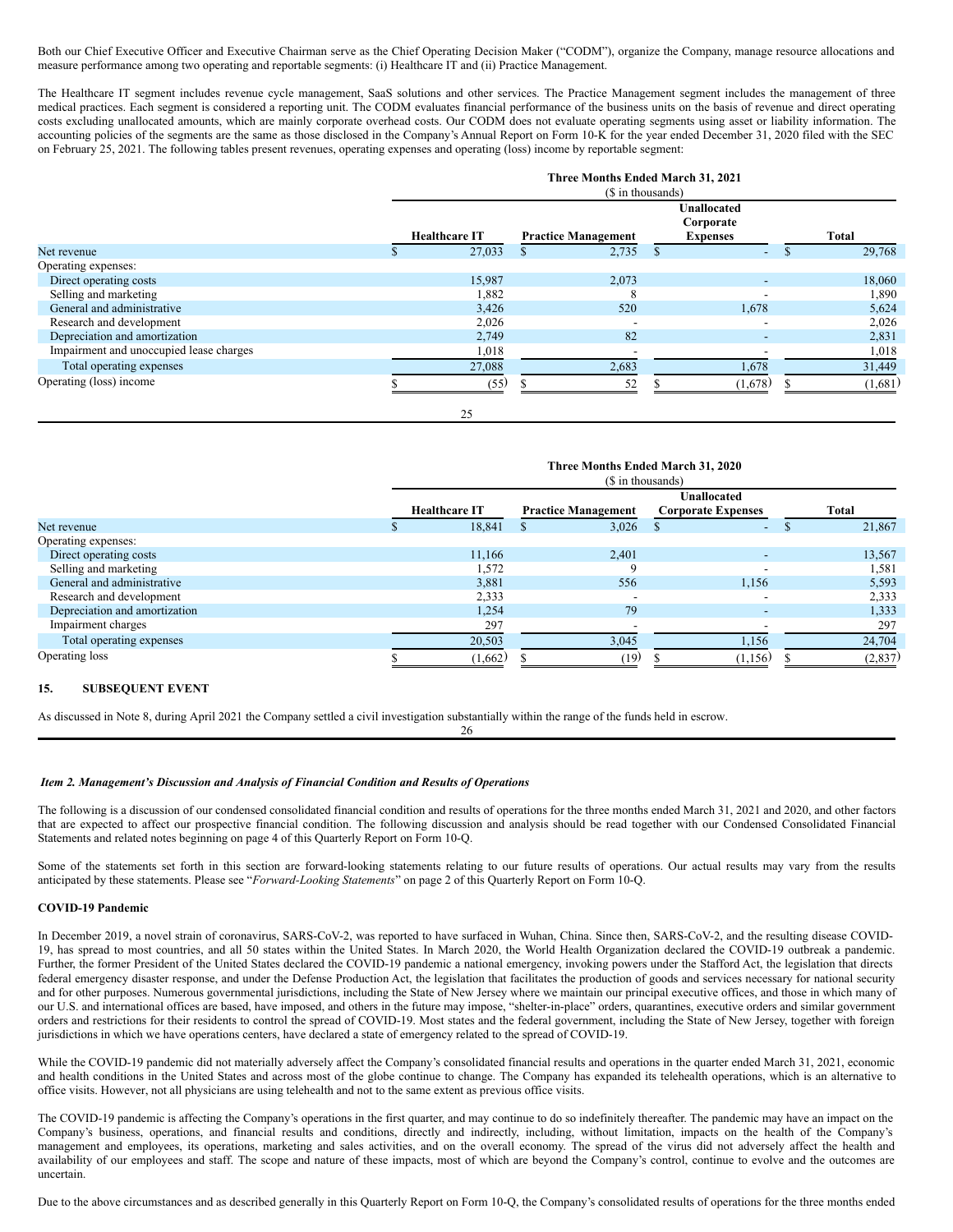Both our Chief Executive Officer and Executive Chairman serve as the Chief Operating Decision Maker ("CODM"), organize the Company, manage resource allocations and measure performance among two operating and reportable segments: (i) Healthcare IT and (ii) Practice Management.

The Healthcare IT segment includes revenue cycle management, SaaS solutions and other services. The Practice Management segment includes the management of three medical practices. Each segment is considered a reporting unit. The CODM evaluates financial performance of the business units on the basis of revenue and direct operating costs excluding unallocated amounts, which are mainly corporate overhead costs. Our CODM does not evaluate operating segments using asset or liability information. The accounting policies of the segments are the same as those disclosed in the Company's Annual Report on Form 10-K for the year ended December 31, 2020 filed with the SEC on February 25, 2021. The following tables present revenues, operating expenses and operating (loss) income by reportable segment:

| | Three Months Ended March 31, 2021 ($ in thousands) | | | |
|---|---|---|---|---|
| | Healthcare IT | Practice Management | Unallocated Corporate Expenses | Total |
| Net revenue | $ 27,033 | $ 2,735 | $ - | $ 29,768 |
| Operating expenses: | | | | |
| Direct operating costs | 15,987 | 2,073 | - | 18,060 |
| Selling and marketing | 1,882 | 8 | - | 1,890 |
| General and administrative | 3,426 | 520 | 1,678 | 5,624 |
| Research and development | 2,026 | - | - | 2,026 |
| Depreciation and amortization | 2,749 | 82 | - | 2,831 |
| Impairment and unoccupied lease charges | 1,018 | - | - | 1,018 |
| Total operating expenses | 27,088 | 2,683 | 1,678 | 31,449 |
| Operating (loss) income | $ (55) | $ 52 | $ (1,678) | $ (1,681) |

| | Three Months Ended March 31, 2020 ($ in thousands) | | | |
|---|---|---|---|---|
| | Healthcare IT | Practice Management | Unallocated Corporate Expenses | Total |
| Net revenue | $ 18,841 | $ 3,026 | $ - | $ 21,867 |
| Operating expenses: | | | | |
| Direct operating costs | 11,166 | 2,401 | - | 13,567 |
| Selling and marketing | 1,572 | 9 | - | 1,581 |
| General and administrative | 3,881 | 556 | 1,156 | 5,593 |
| Research and development | 2,333 | - | - | 2,333 |
| Depreciation and amortization | 1,254 | 79 | - | 1,333 |
| Impairment charges | 297 | - | - | 297 |
| Total operating expenses | 20,503 | 3,045 | 1,156 | 24,704 |
| Operating loss | $ (1,662) | $ (19) | $ (1,156) | $ (2,837) |

## 15. SUBSEQUENT EVENT

As discussed in Note 8, during April 2021 the Company settled a civil investigation substantially within the range of the funds held in escrow.

## *Item 2. Management's Discussion and Analysis of Financial Condition and Results of Operations*

The following is a discussion of our condensed consolidated financial condition and results of operations for the three months ended March 31, 2021 and 2020, and other factors that are expected to affect our prospective financial condition. The following discussion and analysis should be read together with our Condensed Consolidated Financial Statements and related notes beginning on page 4 of this Quarterly Report on Form 10-Q.

Some of the statements set forth in this section are forward-looking statements relating to our future results of operations. Our actual results may vary from the results anticipated by these statements. Please see "*Forward-Looking Statements*" on page 2 of this Quarterly Report on Form 10-Q.

### COVID-19 Pandemic

In December 2019, a novel strain of coronavirus, SARS-CoV-2, was reported to have surfaced in Wuhan, China. Since then, SARS-CoV-2, and the resulting disease COVID-19, has spread to most countries, and all 50 states within the United States. In March 2020, the World Health Organization declared the COVID-19 outbreak a pandemic. Further, the former President of the United States declared the COVID-19 pandemic a national emergency, invoking powers under the Stafford Act, the legislation that directs federal emergency disaster response, and under the Defense Production Act, the legislation that facilitates the production of goods and services necessary for national security and for other purposes. Numerous governmental jurisdictions, including the State of New Jersey where we maintain our principal executive offices, and those in which many of our U.S. and international offices are based, have imposed, and others in the future may impose, "shelter-in-place" orders, quarantines, executive orders and similar government orders and restrictions for their residents to control the spread of COVID-19. Most states and the federal government, including the State of New Jersey, together with foreign jurisdictions in which we have operations centers, have declared a state of emergency related to the spread of COVID-19.

While the COVID-19 pandemic did not materially adversely affect the Company's consolidated financial results and operations in the quarter ended March 31, 2021, economic and health conditions in the United States and across most of the globe continue to change. The Company has expanded its telehealth operations, which is an alternative to office visits. However, not all physicians are using telehealth and not to the same extent as previous office visits.

The COVID-19 pandemic is affecting the Company's operations in the first quarter, and may continue to do so indefinitely thereafter. The pandemic may have an impact on the Company's business, operations, and financial results and conditions, directly and indirectly, including, without limitation, impacts on the health of the Company's management and employees, its operations, marketing and sales activities, and on the overall economy. The spread of the virus did not adversely affect the health and availability of our employees and staff. The scope and nature of these impacts, most of which are beyond the Company's control, continue to evolve and the outcomes are uncertain.

Due to the above circumstances and as described generally in this Quarterly Report on Form 10-Q, the Company's consolidated results of operations for the three months ended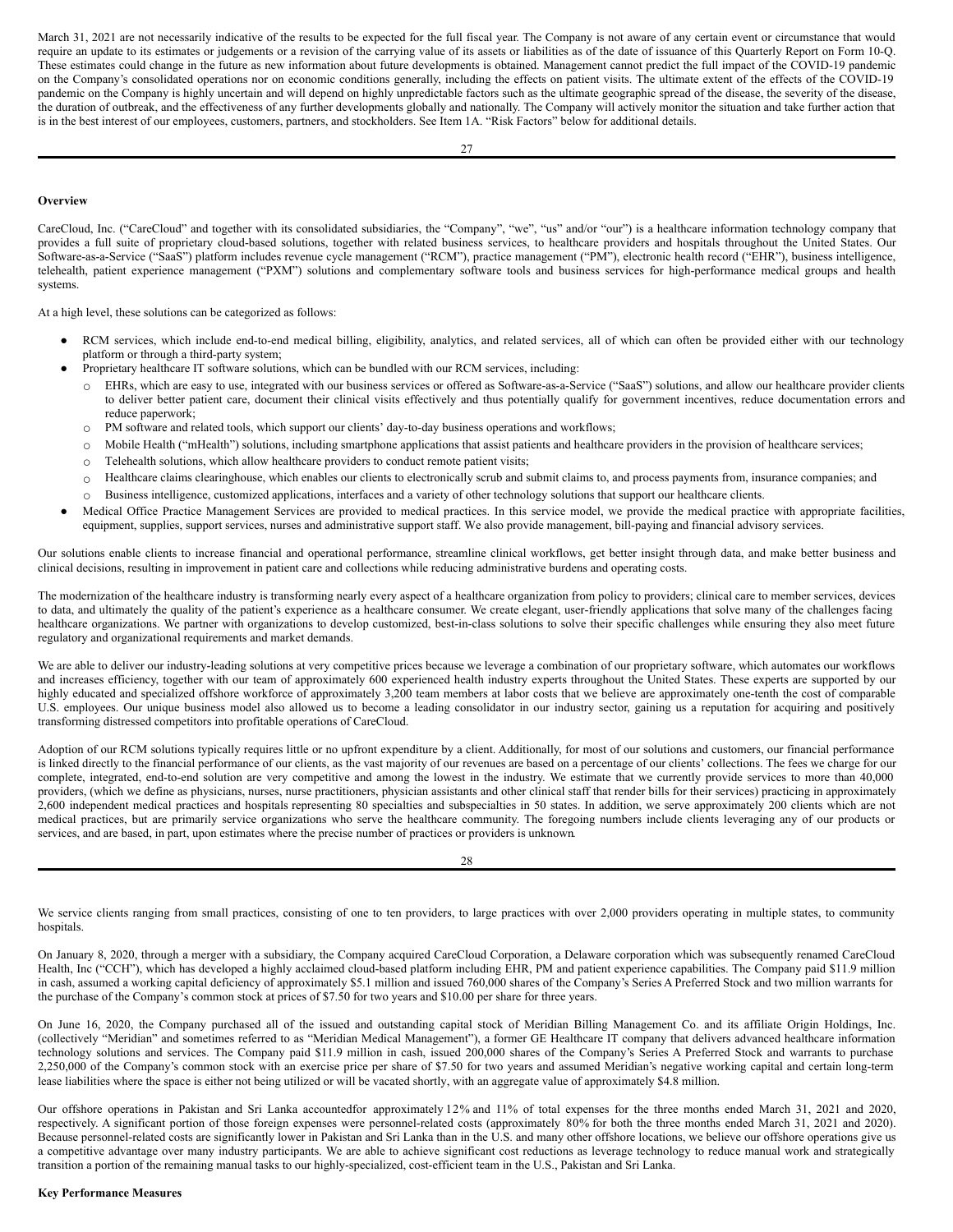March 31, 2021 are not necessarily indicative of the results to be expected for the full fiscal year. The Company is not aware of any certain event or circumstance that would require an update to its estimates or judgements or a revision of the carrying value of its assets or liabilities as of the date of issuance of this Quarterly Report on Form 10-Q. These estimates could change in the future as new information about future developments is obtained. Management cannot predict the full impact of the COVID-19 pandemic on the Company's consolidated operations nor on economic conditions generally, including the effects on patient visits. The ultimate extent of the effects of the COVID-19 pandemic on the Company is highly uncertain and will depend on highly unpredictable factors such as the ultimate geographic spread of the disease, the severity of the disease, the duration of outbreak, and the effectiveness of any further developments globally and nationally. The Company will actively monitor the situation and take further action that is in the best interest of our employees, customers, partners, and stockholders. See Item 1A. "Risk Factors" below for additional details.

**Overview**

CareCloud, Inc. ("CareCloud" and together with its consolidated subsidiaries, the "Company", "we", "us" and/or "our") is a healthcare information technology company that provides a full suite of proprietary cloud-based solutions, together with related business services, to healthcare providers and hospitals throughout the United States. Our Software-as-a-Service ("SaaS") platform includes revenue cycle management ("RCM"), practice management ("PM"), electronic health record ("EHR"), business intelligence, telehealth, patient experience management ("PXM") solutions and complementary software tools and business services for high-performance medical groups and health systems.

At a high level, these solutions can be categorized as follows:

- RCM services, which include end-to-end medical billing, eligibility, analytics, and related services, all of which can often be provided either with our technology platform or through a third-party system;
- Proprietary healthcare IT software solutions, which can be bundled with our RCM services, including:
  - EHRs, which are easy to use, integrated with our business services or offered as Software-as-a-Service ("SaaS") solutions, and allow our healthcare provider clients to deliver better patient care, document their clinical visits effectively and thus potentially qualify for government incentives, reduce documentation errors and reduce paperwork;
  - PM software and related tools, which support our clients' day-to-day business operations and workflows;
  - Mobile Health ("mHealth") solutions, including smartphone applications that assist patients and healthcare providers in the provision of healthcare services;
  - Telehealth solutions, which allow healthcare providers to conduct remote patient visits;
  - Healthcare claims clearinghouse, which enables our clients to electronically scrub and submit claims to, and process payments from, insurance companies; and
  - Business intelligence, customized applications, interfaces and a variety of other technology solutions that support our healthcare clients.
- Medical Office Practice Management Services are provided to medical practices. In this service model, we provide the medical practice with appropriate facilities, equipment, supplies, support services, nurses and administrative support staff. We also provide management, bill-paying and financial advisory services.

Our solutions enable clients to increase financial and operational performance, streamline clinical workflows, get better insight through data, and make better business and clinical decisions, resulting in improvement in patient care and collections while reducing administrative burdens and operating costs.

The modernization of the healthcare industry is transforming nearly every aspect of a healthcare organization from policy to providers; clinical care to member services, devices to data, and ultimately the quality of the patient's experience as a healthcare consumer. We create elegant, user-friendly applications that solve many of the challenges facing healthcare organizations. We partner with organizations to develop customized, best-in-class solutions to solve their specific challenges while ensuring they also meet future regulatory and organizational requirements and market demands.

We are able to deliver our industry-leading solutions at very competitive prices because we leverage a combination of our proprietary software, which automates our workflows and increases efficiency, together with our team of approximately 600 experienced health industry experts throughout the United States. These experts are supported by our highly educated and specialized offshore workforce of approximately 3,200 team members at labor costs that we believe are approximately one-tenth the cost of comparable U.S. employees. Our unique business model also allowed us to become a leading consolidator in our industry sector, gaining us a reputation for acquiring and positively transforming distressed competitors into profitable operations of CareCloud.

Adoption of our RCM solutions typically requires little or no upfront expenditure by a client. Additionally, for most of our solutions and customers, our financial performance is linked directly to the financial performance of our clients, as the vast majority of our revenues are based on a percentage of our clients' collections. The fees we charge for our complete, integrated, end-to-end solution are very competitive and among the lowest in the industry. We estimate that we currently provide services to more than 40,000 providers, (which we define as physicians, nurses, nurse practitioners, physician assistants and other clinical staff that render bills for their services) practicing in approximately 2,600 independent medical practices and hospitals representing 80 specialties and subspecialties in 50 states. In addition, we serve approximately 200 clients which are not medical practices, but are primarily service organizations who serve the healthcare community. The foregoing numbers include clients leveraging any of our products or services, and are based, in part, upon estimates where the precise number of practices or providers is unknown.

We service clients ranging from small practices, consisting of one to ten providers, to large practices with over 2,000 providers operating in multiple states, to community hospitals.

On January 8, 2020, through a merger with a subsidiary, the Company acquired CareCloud Corporation, a Delaware corporation which was subsequently renamed CareCloud Health, Inc ("CCH"), which has developed a highly acclaimed cloud-based platform including EHR, PM and patient experience capabilities. The Company paid $11.9 million in cash, assumed a working capital deficiency of approximately $5.1 million and issued 760,000 shares of the Company's Series A Preferred Stock and two million warrants for the purchase of the Company's common stock at prices of $7.50 for two years and $10.00 per share for three years.

On June 16, 2020, the Company purchased all of the issued and outstanding capital stock of Meridian Billing Management Co. and its affiliate Origin Holdings, Inc. (collectively "Meridian" and sometimes referred to as "Meridian Medical Management"), a former GE Healthcare IT company that delivers advanced healthcare information technology solutions and services. The Company paid $11.9 million in cash, issued 200,000 shares of the Company's Series A Preferred Stock and warrants to purchase 2,250,000 of the Company's common stock with an exercise price per share of $7.50 for two years and assumed Meridian's negative working capital and certain long-term lease liabilities where the space is either not being utilized or will be vacated shortly, with an aggregate value of approximately $4.8 million.

Our offshore operations in Pakistan and Sri Lanka accountedfor approximately 12% and 11% of total expenses for the three months ended March 31, 2021 and 2020, respectively. A significant portion of those foreign expenses were personnel-related costs (approximately 80% for both the three months ended March 31, 2021 and 2020). Because personnel-related costs are significantly lower in Pakistan and Sri Lanka than in the U.S. and many other offshore locations, we believe our offshore operations give us a competitive advantage over many industry participants. We are able to achieve significant cost reductions as leverage technology to reduce manual work and strategically transition a portion of the remaining manual tasks to our highly-specialized, cost-efficient team in the U.S., Pakistan and Sri Lanka.

**Key Performance Measures**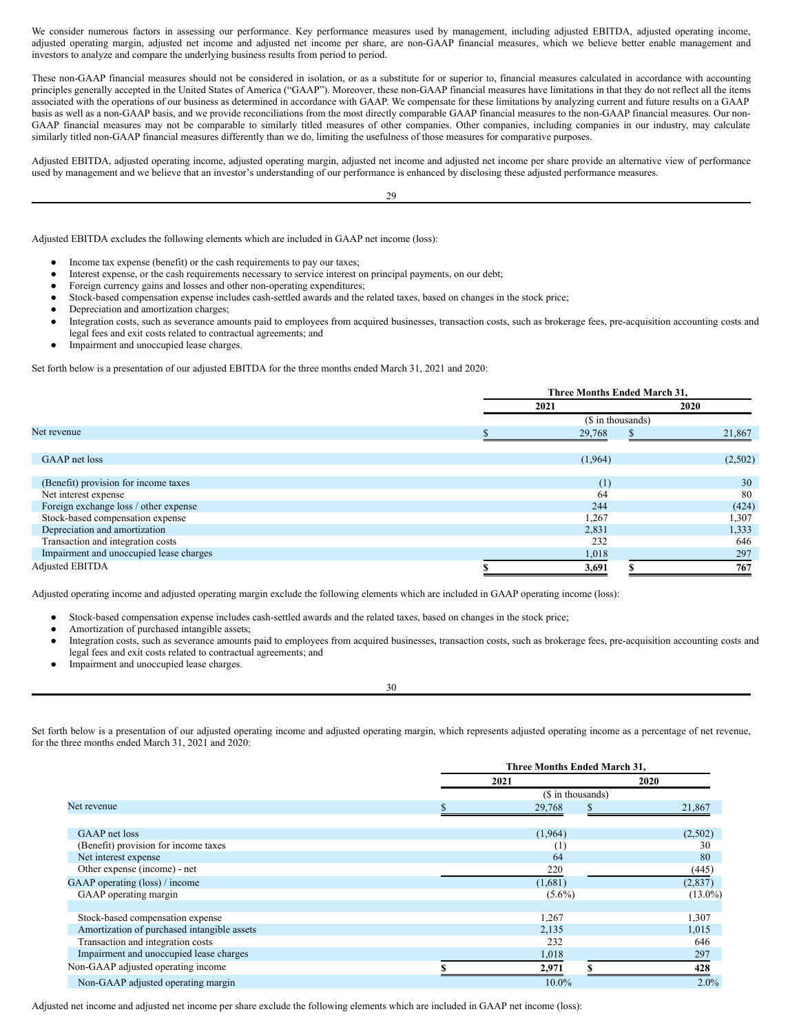We consider numerous factors in assessing our performance. Key performance measures used by management, including adjusted EBITDA, adjusted operating income, adjusted operating margin, adjusted net income and adjusted net income per share, are non-GAAP financial measures, which we believe better enable management and investors to analyze and compare the underlying business results from period to period.

These non-GAAP financial measures should not be considered in isolation, or as a substitute for or superior to, financial measures calculated in accordance with accounting principles generally accepted in the United States of America ("GAAP"). Moreover, these non-GAAP financial measures have limitations in that they do not reflect all the items associated with the operations of our business as determined in accordance with GAAP. We compensate for these limitations by analyzing current and future results on a GAAP basis as well as a non-GAAP basis, and we provide reconciliations from the most directly comparable GAAP financial measures to the non-GAAP financial measures. Our non-GAAP financial measures may not be comparable to similarly titled measures of other companies. Other companies, including companies in our industry, may calculate similarly titled non-GAAP financial measures differently than we do, limiting the usefulness of those measures for comparative purposes.

Adjusted EBITDA, adjusted operating income, adjusted operating margin, adjusted net income and adjusted net income per share provide an alternative view of performance used by management and we believe that an investor's understanding of our performance is enhanced by disclosing these adjusted performance measures.

Adjusted EBITDA excludes the following elements which are included in GAAP net income (loss):

- Income tax expense (benefit) or the cash requirements to pay our taxes;
- Interest expense, or the cash requirements necessary to service interest on principal payments, on our debt;
- Foreign currency gains and losses and other non-operating expenditures;
- Stock-based compensation expense includes cash-settled awards and the related taxes, based on changes in the stock price;
- Depreciation and amortization charges;
- Integration costs, such as severance amounts paid to employees from acquired businesses, transaction costs, such as brokerage fees, pre-acquisition accounting costs and legal fees and exit costs related to contractual agreements; and
- Impairment and unoccupied lease charges.

Set forth below is a presentation of our adjusted EBITDA for the three months ended March 31, 2021 and 2020:

| | Three Months Ended March 31, | |
|---|---|---|
| | 2021 | 2020 |
| | ($ in thousands) | |
| Net revenue | $ 29,768 | $ 21,867 |
| GAAP net loss | (1,964) | (2,502) |
| (Benefit) provision for income taxes | (1) | 30 |
| Net interest expense | 64 | 80 |
| Foreign exchange loss / other expense | 244 | (424) |
| Stock-based compensation expense | 1,267 | 1,307 |
| Depreciation and amortization | 2,831 | 1,333 |
| Transaction and integration costs | 232 | 646 |
| Impairment and unoccupied lease charges | 1,018 | 297 |
| Adjusted EBITDA | $ 3,691 | $ 767 |

Adjusted operating income and adjusted operating margin exclude the following elements which are included in GAAP operating income (loss):

- Stock-based compensation expense includes cash-settled awards and the related taxes, based on changes in the stock price;
- Amortization of purchased intangible assets;
- Integration costs, such as severance amounts paid to employees from acquired businesses, transaction costs, such as brokerage fees, pre-acquisition accounting costs and legal fees and exit costs related to contractual agreements; and
- Impairment and unoccupied lease charges.

Set forth below is a presentation of our adjusted operating income and adjusted operating margin, which represents adjusted operating income as a percentage of net revenue, for the three months ended March 31, 2021 and 2020:

| | Three Months Ended March 31, | |
|---|---|---|
| | 2021 | 2020 |
| | ($ in thousands) | |
| Net revenue | $ 29,768 | $ 21,867 |
| GAAP net loss | (1,964) | (2,502) |
| (Benefit) provision for income taxes | (1) | 30 |
| Net interest expense | 64 | 80 |
| Other expense (income) - net | 220 | (445) |
| GAAP operating (loss) / income | (1,681) | (2,837) |
| GAAP operating margin | (5.6%) | (13.0%) |
| Stock-based compensation expense | 1,267 | 1,307 |
| Amortization of purchased intangible assets | 2,135 | 1,015 |
| Transaction and integration costs | 232 | 646 |
| Impairment and unoccupied lease charges | 1,018 | 297 |
| Non-GAAP adjusted operating income | $ 2,971 | $ 428 |
| Non-GAAP adjusted operating margin | 10.0% | 2.0% |

Adjusted net income and adjusted net income per share exclude the following elements which are included in GAAP net income (loss):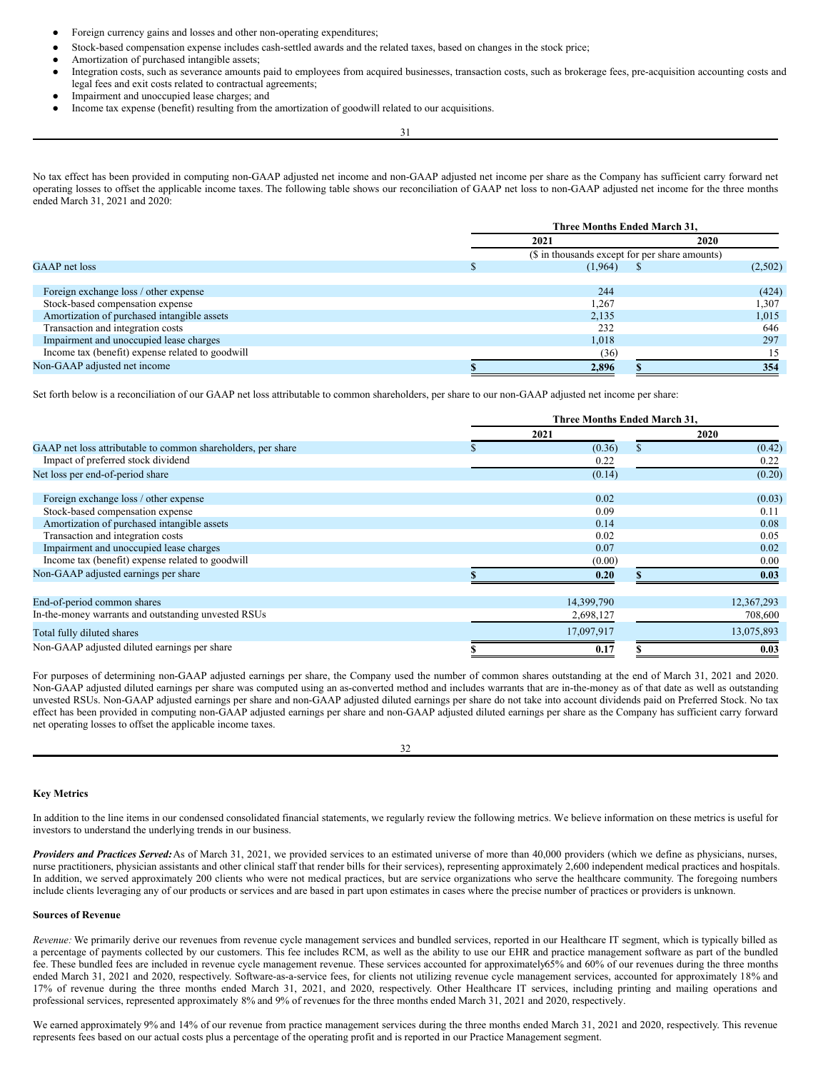- Foreign currency gains and losses and other non-operating expenditures;
- Stock-based compensation expense includes cash-settled awards and the related taxes, based on changes in the stock price;
- Amortization of purchased intangible assets;
- Integration costs, such as severance amounts paid to employees from acquired businesses, transaction costs, such as brokerage fees, pre-acquisition accounting costs and legal fees and exit costs related to contractual agreements;
- Impairment and unoccupied lease charges; and
- Income tax expense (benefit) resulting from the amortization of goodwill related to our acquisitions.

No tax effect has been provided in computing non-GAAP adjusted net income and non-GAAP adjusted net income per share as the Company has sufficient carry forward net operating losses to offset the applicable income taxes. The following table shows our reconciliation of GAAP net loss to non-GAAP adjusted net income for the three months ended March 31, 2021 and 2020:

| | Three Months Ended March 31, | |
|---|---|---|
| | 2021 | 2020 |
| | ($ in thousands except for per share amounts) | |
| GAAP net loss | $ (1,964) | $ (2,502) |
| Foreign exchange loss / other expense | 244 | (424) |
| Stock-based compensation expense | 1,267 | 1,307 |
| Amortization of purchased intangible assets | 2,135 | 1,015 |
| Transaction and integration costs | 232 | 646 |
| Impairment and unoccupied lease charges | 1,018 | 297 |
| Income tax (benefit) expense related to goodwill | (36) | 15 |
| Non-GAAP adjusted net income | $ 2,896 | $ 354 |

Set forth below is a reconciliation of our GAAP net loss attributable to common shareholders, per share to our non-GAAP adjusted net income per share:

| | Three Months Ended March 31, | |
|---|---|---|
| | 2021 | 2020 |
| GAAP net loss attributable to common shareholders, per share | $ (0.36) | $ (0.42) |
| Impact of preferred stock dividend | 0.22 | 0.22 |
| Net loss per end-of-period share | (0.14) | (0.20) |
| Foreign exchange loss / other expense | 0.02 | (0.03) |
| Stock-based compensation expense | 0.09 | 0.11 |
| Amortization of purchased intangible assets | 0.14 | 0.08 |
| Transaction and integration costs | 0.02 | 0.05 |
| Impairment and unoccupied lease charges | 0.07 | 0.02 |
| Income tax (benefit) expense related to goodwill | (0.00) | 0.00 |
| Non-GAAP adjusted earnings per share | $ 0.20 | $ 0.03 |
| End-of-period common shares | 14,399,790 | 12,367,293 |
| In-the-money warrants and outstanding unvested RSUs | 2,698,127 | 708,600 |
| Total fully diluted shares | 17,097,917 | 13,075,893 |
| Non-GAAP adjusted diluted earnings per share | $ 0.17 | $ 0.03 |

For purposes of determining non-GAAP adjusted earnings per share, the Company used the number of common shares outstanding at the end of March 31, 2021 and 2020. Non-GAAP adjusted diluted earnings per share was computed using an as-converted method and includes warrants that are in-the-money as of that date as well as outstanding unvested RSUs. Non-GAAP adjusted earnings per share and non-GAAP adjusted diluted earnings per share do not take into account dividends paid on Preferred Stock. No tax effect has been provided in computing non-GAAP adjusted earnings per share and non-GAAP adjusted diluted earnings per share as the Company has sufficient carry forward net operating losses to offset the applicable income taxes.

**Key Metrics**

In addition to the line items in our condensed consolidated financial statements, we regularly review the following metrics. We believe information on these metrics is useful for investors to understand the underlying trends in our business.

***Providers and Practices Served:*** As of March 31, 2021, we provided services to an estimated universe of more than 40,000 providers (which we define as physicians, nurses, nurse practitioners, physician assistants and other clinical staff that render bills for their services), representing approximately 2,600 independent medical practices and hospitals. In addition, we served approximately 200 clients who were not medical practices, but are service organizations who serve the healthcare community. The foregoing numbers include clients leveraging any of our products or services and are based in part upon estimates in cases where the precise number of practices or providers is unknown.

**Sources of Revenue**

*Revenue:* We primarily derive our revenues from revenue cycle management services and bundled services, reported in our Healthcare IT segment, which is typically billed as a percentage of payments collected by our customers. This fee includes RCM, as well as the ability to use our EHR and practice management software as part of the bundled fee. These bundled fees are included in revenue cycle management revenue. These services accounted for approximately65% and 60% of our revenues during the three months ended March 31, 2021 and 2020, respectively. Software-as-a-service fees, for clients not utilizing revenue cycle management services, accounted for approximately 18% and 17% of revenue during the three months ended March 31, 2021, and 2020, respectively. Other Healthcare IT services, including printing and mailing operations and professional services, represented approximately 8% and 9% of revenues for the three months ended March 31, 2021 and 2020, respectively.

We earned approximately 9% and 14% of our revenue from practice management services during the three months ended March 31, 2021 and 2020, respectively. This revenue represents fees based on our actual costs plus a percentage of the operating profit and is reported in our Practice Management segment.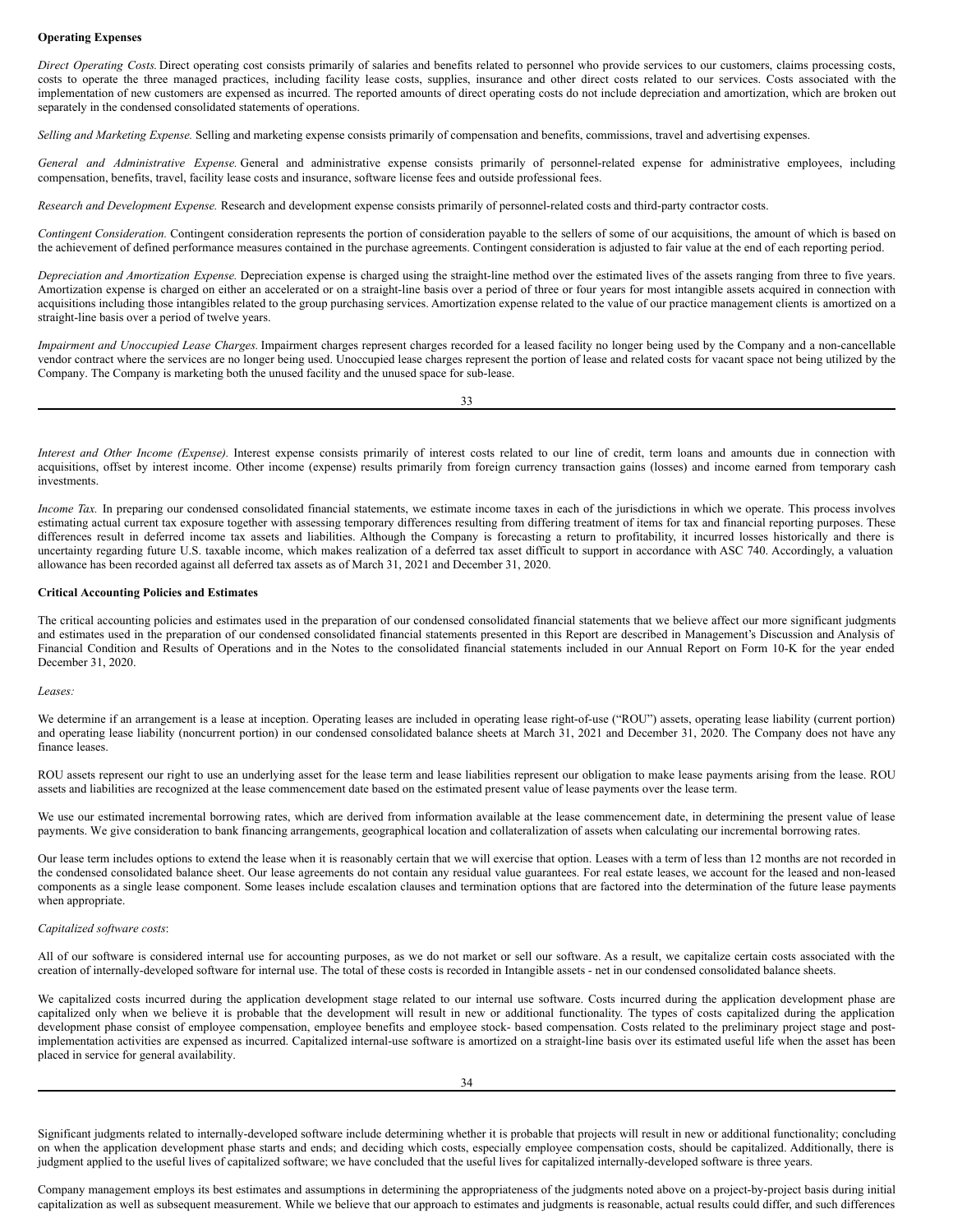**Operating Expenses**

*Direct Operating Costs.* Direct operating cost consists primarily of salaries and benefits related to personnel who provide services to our customers, claims processing costs, costs to operate the three managed practices, including facility lease costs, supplies, insurance and other direct costs related to our services. Costs associated with the implementation of new customers are expensed as incurred. The reported amounts of direct operating costs do not include depreciation and amortization, which are broken out separately in the condensed consolidated statements of operations.

*Selling and Marketing Expense.* Selling and marketing expense consists primarily of compensation and benefits, commissions, travel and advertising expenses.

*General and Administrative Expense.* General and administrative expense consists primarily of personnel-related expense for administrative employees, including compensation, benefits, travel, facility lease costs and insurance, software license fees and outside professional fees.

*Research and Development Expense.* Research and development expense consists primarily of personnel-related costs and third-party contractor costs.

*Contingent Consideration.* Contingent consideration represents the portion of consideration payable to the sellers of some of our acquisitions, the amount of which is based on the achievement of defined performance measures contained in the purchase agreements. Contingent consideration is adjusted to fair value at the end of each reporting period.

*Depreciation and Amortization Expense.* Depreciation expense is charged using the straight-line method over the estimated lives of the assets ranging from three to five years. Amortization expense is charged on either an accelerated or on a straight-line basis over a period of three or four years for most intangible assets acquired in connection with acquisitions including those intangibles related to the group purchasing services. Amortization expense related to the value of our practice management clients is amortized on a straight-line basis over a period of twelve years.

*Impairment and Unoccupied Lease Charges.* Impairment charges represent charges recorded for a leased facility no longer being used by the Company and a non-cancellable vendor contract where the services are no longer being used. Unoccupied lease charges represent the portion of lease and related costs for vacant space not being utilized by the Company. The Company is marketing both the unused facility and the unused space for sub-lease.

*Interest and Other Income (Expense).* Interest expense consists primarily of interest costs related to our line of credit, term loans and amounts due in connection with acquisitions, offset by interest income. Other income (expense) results primarily from foreign currency transaction gains (losses) and income earned from temporary cash investments.

*Income Tax.* In preparing our condensed consolidated financial statements, we estimate income taxes in each of the jurisdictions in which we operate. This process involves estimating actual current tax exposure together with assessing temporary differences resulting from differing treatment of items for tax and financial reporting purposes. These differences result in deferred income tax assets and liabilities. Although the Company is forecasting a return to profitability, it incurred losses historically and there is uncertainty regarding future U.S. taxable income, which makes realization of a deferred tax asset difficult to support in accordance with ASC 740. Accordingly, a valuation allowance has been recorded against all deferred tax assets as of March 31, 2021 and December 31, 2020.

**Critical Accounting Policies and Estimates**

The critical accounting policies and estimates used in the preparation of our condensed consolidated financial statements that we believe affect our more significant judgments and estimates used in the preparation of our condensed consolidated financial statements presented in this Report are described in Management's Discussion and Analysis of Financial Condition and Results of Operations and in the Notes to the consolidated financial statements included in our Annual Report on Form 10-K for the year ended December 31, 2020.

*Leases:*

We determine if an arrangement is a lease at inception. Operating leases are included in operating lease right-of-use ("ROU") assets, operating lease liability (current portion) and operating lease liability (noncurrent portion) in our condensed consolidated balance sheets at March 31, 2021 and December 31, 2020. The Company does not have any finance leases.

ROU assets represent our right to use an underlying asset for the lease term and lease liabilities represent our obligation to make lease payments arising from the lease. ROU assets and liabilities are recognized at the lease commencement date based on the estimated present value of lease payments over the lease term.

We use our estimated incremental borrowing rates, which are derived from information available at the lease commencement date, in determining the present value of lease payments. We give consideration to bank financing arrangements, geographical location and collateralization of assets when calculating our incremental borrowing rates.

Our lease term includes options to extend the lease when it is reasonably certain that we will exercise that option. Leases with a term of less than 12 months are not recorded in the condensed consolidated balance sheet. Our lease agreements do not contain any residual value guarantees. For real estate leases, we account for the leased and non-leased components as a single lease component. Some leases include escalation clauses and termination options that are factored into the determination of the future lease payments when appropriate.

*Capitalized software costs*:

All of our software is considered internal use for accounting purposes, as we do not market or sell our software. As a result, we capitalize certain costs associated with the creation of internally-developed software for internal use. The total of these costs is recorded in Intangible assets - net in our condensed consolidated balance sheets.

We capitalized costs incurred during the application development stage related to our internal use software. Costs incurred during the application development phase are capitalized only when we believe it is probable that the development will result in new or additional functionality. The types of costs capitalized during the application development phase consist of employee compensation, employee benefits and employee stock- based compensation. Costs related to the preliminary project stage and post-implementation activities are expensed as incurred. Capitalized internal-use software is amortized on a straight-line basis over its estimated useful life when the asset has been placed in service for general availability.

Significant judgments related to internally-developed software include determining whether it is probable that projects will result in new or additional functionality; concluding on when the application development phase starts and ends; and deciding which costs, especially employee compensation costs, should be capitalized. Additionally, there is judgment applied to the useful lives of capitalized software; we have concluded that the useful lives for capitalized internally-developed software is three years.

Company management employs its best estimates and assumptions in determining the appropriateness of the judgments noted above on a project-by-project basis during initial capitalization as well as subsequent measurement. While we believe that our approach to estimates and judgments is reasonable, actual results could differ, and such differences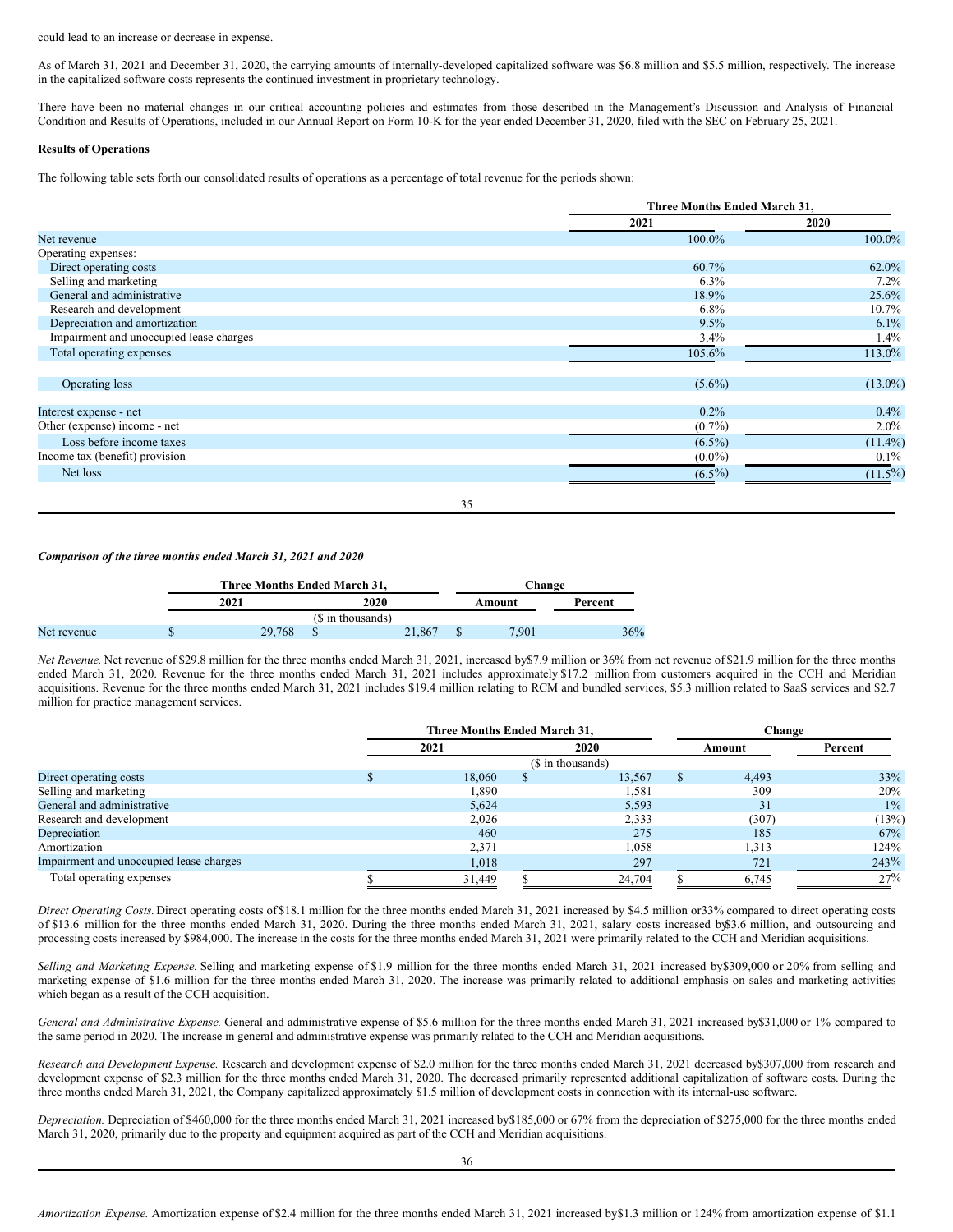could lead to an increase or decrease in expense.

As of March 31, 2021 and December 31, 2020, the carrying amounts of internally-developed capitalized software was $6.8 million and $5.5 million, respectively. The increase in the capitalized software costs represents the continued investment in proprietary technology.

There have been no material changes in our critical accounting policies and estimates from those described in the Management's Discussion and Analysis of Financial Condition and Results of Operations, included in our Annual Report on Form 10-K for the year ended December 31, 2020, filed with the SEC on February 25, 2021.

**Results of Operations**

The following table sets forth our consolidated results of operations as a percentage of total revenue for the periods shown:

| | Three Months Ended March 31, | |
|---|---|---|
| | 2021 | 2020 |
| Net revenue | 100.0% | 100.0% |
| Operating expenses: | | |
| Direct operating costs | 60.7% | 62.0% |
| Selling and marketing | 6.3% | 7.2% |
| General and administrative | 18.9% | 25.6% |
| Research and development | 6.8% | 10.7% |
| Depreciation and amortization | 9.5% | 6.1% |
| Impairment and unoccupied lease charges | 3.4% | 1.4% |
| Total operating expenses | 105.6% | 113.0% |
| Operating loss | (5.6%) | (13.0%) |
| Interest expense - net | 0.2% | 0.4% |
| Other (expense) income - net | (0.7%) | 2.0% |
| Loss before income taxes | (6.5%) | (11.4%) |
| Income tax (benefit) provision | (0.0%) | 0.1% |
| Net loss | (6.5%) | (11.5%) |

***Comparison of the three months ended March 31, 2021 and 2020***

| | Three Months Ended March 31, | | Change | |
|---|---|---|---|---|
| | 2021 | 2020 | Amount | Percent |
| | ($ in thousands) | | | |
| Net revenue | $ 29,768 | $ 21,867 | $ 7,901 | 36% |

*Net Revenue.* Net revenue of $29.8 million for the three months ended March 31, 2021, increased by $7.9 million or 36% from net revenue of $21.9 million for the three months ended March 31, 2020. Revenue for the three months ended March 31, 2021 includes approximately $17.2 million from customers acquired in the CCH and Meridian acquisitions. Revenue for the three months ended March 31, 2021 includes $19.4 million relating to RCM and bundled services, $5.3 million related to SaaS services and $2.7 million for practice management services.

| | Three Months Ended March 31, | | Change | |
|---|---|---|---|---|
| | 2021 | 2020 | Amount | Percent |
| | ($ in thousands) | | | |
| Direct operating costs | $ 18,060 | $ 13,567 | $ 4,493 | 33% |
| Selling and marketing | 1,890 | 1,581 | 309 | 20% |
| General and administrative | 5,624 | 5,593 | 31 | 1% |
| Research and development | 2,026 | 2,333 | (307) | (13%) |
| Depreciation | 460 | 275 | 185 | 67% |
| Amortization | 2,371 | 1,058 | 1,313 | 124% |
| Impairment and unoccupied lease charges | 1,018 | 297 | 721 | 243% |
| Total operating expenses | $ 31,449 | $ 24,704 | $ 6,745 | 27% |

*Direct Operating Costs.* Direct operating costs of $18.1 million for the three months ended March 31, 2021 increased by $4.5 million or 33% compared to direct operating costs of $13.6 million for the three months ended March 31, 2020. During the three months ended March 31, 2021, salary costs increased by $3.6 million, and outsourcing and processing costs increased by $984,000. The increase in the costs for the three months ended March 31, 2021 were primarily related to the CCH and Meridian acquisitions.

*Selling and Marketing Expense.* Selling and marketing expense of $1.9 million for the three months ended March 31, 2021 increased by $309,000 or 20% from selling and marketing expense of $1.6 million for the three months ended March 31, 2020. The increase was primarily related to additional emphasis on sales and marketing activities which began as a result of the CCH acquisition.

*General and Administrative Expense.* General and administrative expense of $5.6 million for the three months ended March 31, 2021 increased by $31,000 or 1% compared to the same period in 2020. The increase in general and administrative expense was primarily related to the CCH and Meridian acquisitions.

*Research and Development Expense.* Research and development expense of $2.0 million for the three months ended March 31, 2021 decreased by $307,000 from research and development expense of $2.3 million for the three months ended March 31, 2020. The decreased primarily represented additional capitalization of software costs. During the three months ended March 31, 2021, the Company capitalized approximately $1.5 million of development costs in connection with its internal-use software.

*Depreciation.* Depreciation of $460,000 for the three months ended March 31, 2021 increased by $185,000 or 67% from the depreciation of $275,000 for the three months ended March 31, 2020, primarily due to the property and equipment acquired as part of the CCH and Meridian acquisitions.

*Amortization Expense.* Amortization expense of $2.4 million for the three months ended March 31, 2021 increased by $1.3 million or 124% from amortization expense of $1.1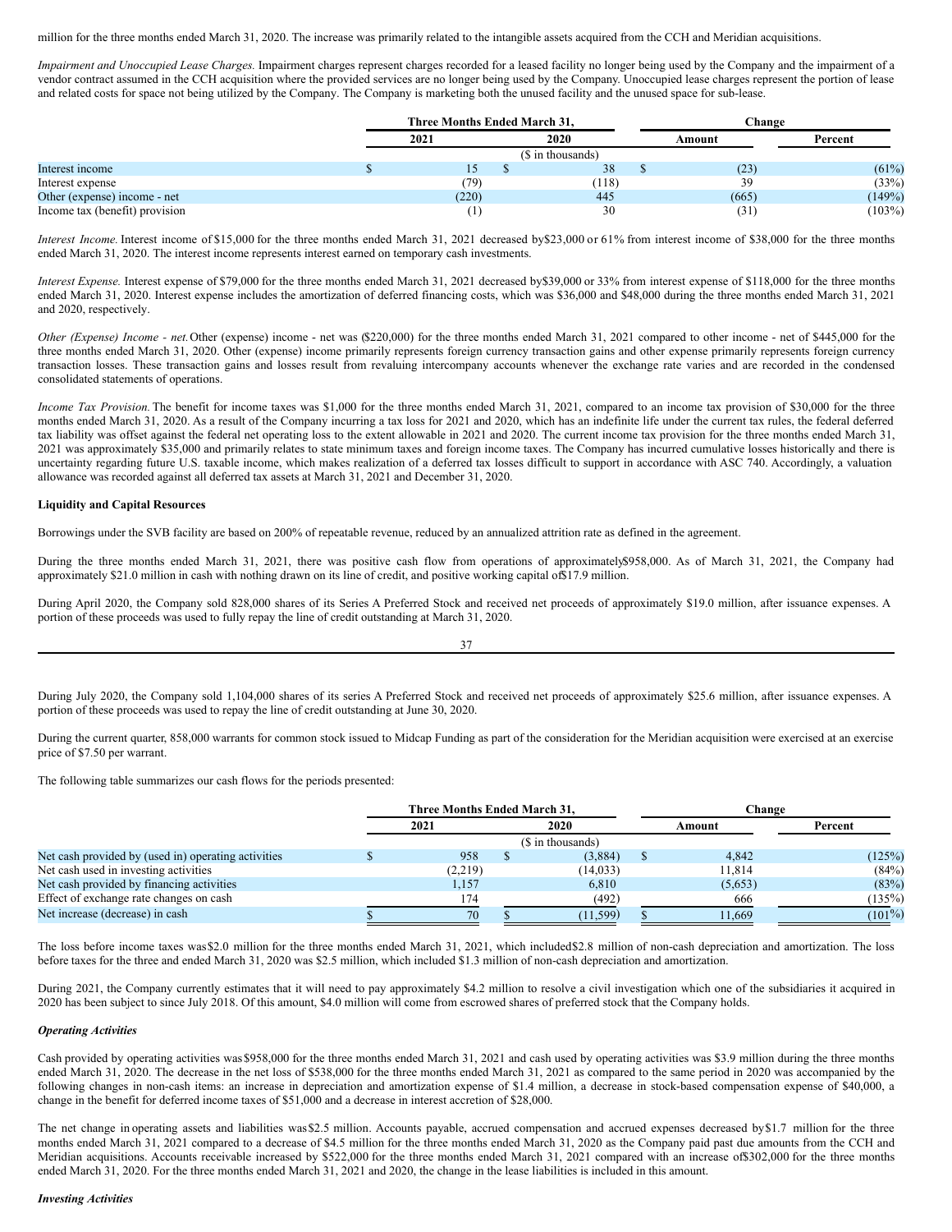million for the three months ended March 31, 2020. The increase was primarily related to the intangible assets acquired from the CCH and Meridian acquisitions.

*Impairment and Unoccupied Lease Charges.* Impairment charges represent charges recorded for a leased facility no longer being used by the Company and the impairment of a vendor contract assumed in the CCH acquisition where the provided services are no longer being used by the Company. Unoccupied lease charges represent the portion of lease and related costs for space not being utilized by the Company. The Company is marketing both the unused facility and the unused space for sub-lease.

| | Three Months Ended March 31, | | Change | |
|---|---|---|---|---|
| | 2021 | 2020 | Amount | Percent |
| | ($ in thousands) | | | |
| Interest income | $ 15 | $ 38 | $ (23) | (61%) |
| Interest expense | (79) | (118) | 39 | (33%) |
| Other (expense) income - net | (220) | 445 | (665) | (149%) |
| Income tax (benefit) provision | (1) | 30 | (31) | (103%) |

*Interest Income.* Interest income of $15,000 for the three months ended March 31, 2021 decreased by $23,000 or 61% from interest income of $38,000 for the three months ended March 31, 2020. The interest income represents interest earned on temporary cash investments.

*Interest Expense.* Interest expense of $79,000 for the three months ended March 31, 2021 decreased by $39,000 or 33% from interest expense of $118,000 for the three months ended March 31, 2020. Interest expense includes the amortization of deferred financing costs, which was $36,000 and $48,000 during the three months ended March 31, 2021 and 2020, respectively.

*Other (Expense) Income - net.* Other (expense) income - net was ($220,000) for the three months ended March 31, 2021 compared to other income - net of $445,000 for the three months ended March 31, 2020. Other (expense) income primarily represents foreign currency transaction gains and other expense primarily represents foreign currency transaction losses. These transaction gains and losses result from revaluing intercompany accounts whenever the exchange rate varies and are recorded in the condensed consolidated statements of operations.

*Income Tax Provision.* The benefit for income taxes was $1,000 for the three months ended March 31, 2021, compared to an income tax provision of $30,000 for the three months ended March 31, 2020. As a result of the Company incurring a tax loss for 2021 and 2020, which has an indefinite life under the current tax rules, the federal deferred tax liability was offset against the federal net operating loss to the extent allowable in 2021 and 2020. The current income tax provision for the three months ended March 31, 2021 was approximately $35,000 and primarily relates to state minimum taxes and foreign income taxes. The Company has incurred cumulative losses historically and there is uncertainty regarding future U.S. taxable income, which makes realization of a deferred tax losses difficult to support in accordance with ASC 740. Accordingly, a valuation allowance was recorded against all deferred tax assets at March 31, 2021 and December 31, 2020.

**Liquidity and Capital Resources**

Borrowings under the SVB facility are based on 200% of repeatable revenue, reduced by an annualized attrition rate as defined in the agreement.

During the three months ended March 31, 2021, there was positive cash flow from operations of approximately $958,000. As of March 31, 2021, the Company had approximately $21.0 million in cash with nothing drawn on its line of credit, and positive working capital of $17.9 million.

During April 2020, the Company sold 828,000 shares of its Series A Preferred Stock and received net proceeds of approximately $19.0 million, after issuance expenses. A portion of these proceeds was used to fully repay the line of credit outstanding at March 31, 2020.

During July 2020, the Company sold 1,104,000 shares of its series A Preferred Stock and received net proceeds of approximately $25.6 million, after issuance expenses. A portion of these proceeds was used to repay the line of credit outstanding at June 30, 2020.

During the current quarter, 858,000 warrants for common stock issued to Midcap Funding as part of the consideration for the Meridian acquisition were exercised at an exercise price of $7.50 per warrant.

The following table summarizes our cash flows for the periods presented:

| | Three Months Ended March 31, | | Change | |
|---|---|---|---|---|
| | 2021 | 2020 | Amount | Percent |
| | ($ in thousands) | | | |
| Net cash provided by (used in) operating activities | $ 958 | $ (3,884) | $ 4,842 | (125%) |
| Net cash used in investing activities | (2,219) | (14,033) | 11,814 | (84%) |
| Net cash provided by financing activities | 1,157 | 6,810 | (5,653) | (83%) |
| Effect of exchange rate changes on cash | 174 | (492) | 666 | (135%) |
| Net increase (decrease) in cash | $ 70 | $ (11,599) | $ 11,669 | (101%) |

The loss before income taxes was $2.0 million for the three months ended March 31, 2021, which included $2.8 million of non-cash depreciation and amortization. The loss before taxes for the three and ended March 31, 2020 was $2.5 million, which included $1.3 million of non-cash depreciation and amortization.

During 2021, the Company currently estimates that it will need to pay approximately $4.2 million to resolve a civil investigation which one of the subsidiaries it acquired in 2020 has been subject to since July 2018. Of this amount, $4.0 million will come from escrowed shares of preferred stock that the Company holds.

***Operating Activities***

Cash provided by operating activities was $958,000 for the three months ended March 31, 2021 and cash used by operating activities was $3.9 million during the three months ended March 31, 2020. The decrease in the net loss of $538,000 for the three months ended March 31, 2021 as compared to the same period in 2020 was accompanied by the following changes in non-cash items: an increase in depreciation and amortization expense of $1.4 million, a decrease in stock-based compensation expense of $40,000, a change in the benefit for deferred income taxes of $51,000 and a decrease in interest accretion of $28,000.

The net change in operating assets and liabilities was $2.5 million. Accounts payable, accrued compensation and accrued expenses decreased by $1.7 million for the three months ended March 31, 2021 compared to a decrease of $4.5 million for the three months ended March 31, 2020 as the Company paid past due amounts from the CCH and Meridian acquisitions. Accounts receivable increased by $522,000 for the three months ended March 31, 2021 compared with an increase of $302,000 for the three months ended March 31, 2020. For the three months ended March 31, 2021 and 2020, the change in the lease liabilities is included in this amount.

***Investing Activities***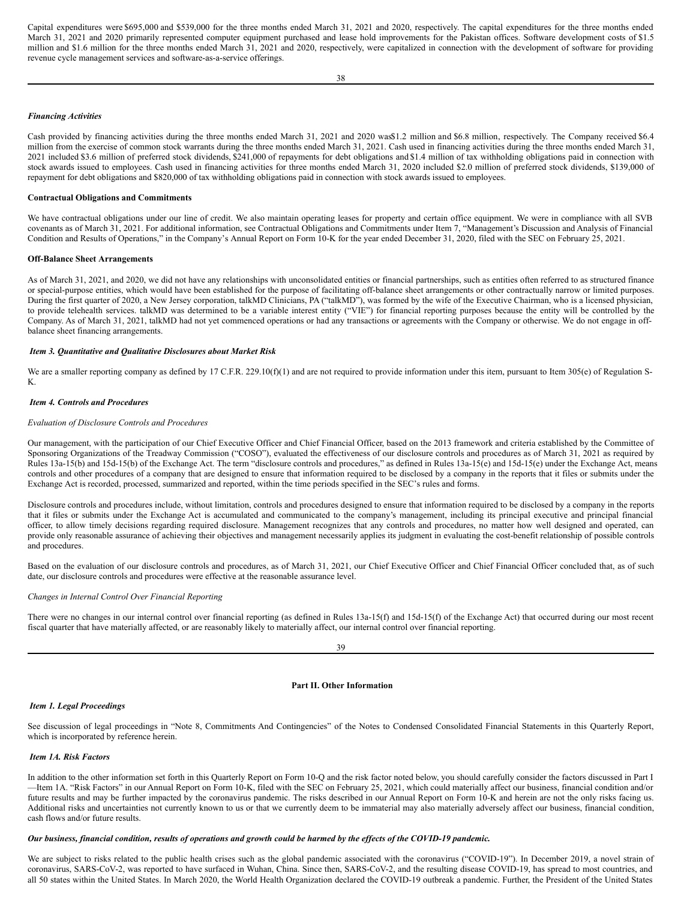Capital expenditures were $695,000 and $539,000 for the three months ended March 31, 2021 and 2020, respectively. The capital expenditures for the three months ended March 31, 2021 and 2020 primarily represented computer equipment purchased and lease hold improvements for the Pakistan offices. Software development costs of $1.5 million and $1.6 million for the three months ended March 31, 2021 and 2020, respectively, were capitalized in connection with the development of software for providing revenue cycle management services and software-as-a-service offerings.

***Financing Activities***

Cash provided by financing activities during the three months ended March 31, 2021 and 2020 was $1.2 million and $6.8 million, respectively. The Company received $6.4 million from the exercise of common stock warrants during the three months ended March 31, 2021. Cash used in financing activities during the three months ended March 31, 2021 included $3.6 million of preferred stock dividends, $241,000 of repayments for debt obligations and $1.4 million of tax withholding obligations paid in connection with stock awards issued to employees. Cash used in financing activities for three months ended March 31, 2020 included $2.0 million of preferred stock dividends, $139,000 of repayment for debt obligations and $820,000 of tax withholding obligations paid in connection with stock awards issued to employees.

**Contractual Obligations and Commitments**

We have contractual obligations under our line of credit. We also maintain operating leases for property and certain office equipment. We were in compliance with all SVB covenants as of March 31, 2021. For additional information, see Contractual Obligations and Commitments under Item 7, "Management's Discussion and Analysis of Financial Condition and Results of Operations," in the Company's Annual Report on Form 10-K for the year ended December 31, 2020, filed with the SEC on February 25, 2021.

**Off-Balance Sheet Arrangements**

As of March 31, 2021, and 2020, we did not have any relationships with unconsolidated entities or financial partnerships, such as entities often referred to as structured finance or special-purpose entities, which would have been established for the purpose of facilitating off-balance sheet arrangements or other contractually narrow or limited purposes. During the first quarter of 2020, a New Jersey corporation, talkMD Clinicians, PA ("talkMD"), was formed by the wife of the Executive Chairman, who is a licensed physician, to provide telehealth services. talkMD was determined to be a variable interest entity ("VIE") for financial reporting purposes because the entity will be controlled by the Company. As of March 31, 2021, talkMD had not yet commenced operations or had any transactions or agreements with the Company or otherwise. We do not engage in off-balance sheet financing arrangements.

***Item 3. Quantitative and Qualitative Disclosures about Market Risk***

We are a smaller reporting company as defined by 17 C.F.R. 229.10(f)(1) and are not required to provide information under this item, pursuant to Item 305(e) of Regulation S-K.

***Item 4. Controls and Procedures***

*Evaluation of Disclosure Controls and Procedures*

Our management, with the participation of our Chief Executive Officer and Chief Financial Officer, based on the 2013 framework and criteria established by the Committee of Sponsoring Organizations of the Treadway Commission ("COSO"), evaluated the effectiveness of our disclosure controls and procedures as of March 31, 2021 as required by Rules 13a-15(b) and 15d-15(b) of the Exchange Act. The term "disclosure controls and procedures," as defined in Rules 13a-15(e) and 15d-15(e) under the Exchange Act, means controls and other procedures of a company that are designed to ensure that information required to be disclosed by a company in the reports that it files or submits under the Exchange Act is recorded, processed, summarized and reported, within the time periods specified in the SEC's rules and forms.

Disclosure controls and procedures include, without limitation, controls and procedures designed to ensure that information required to be disclosed by a company in the reports that it files or submits under the Exchange Act is accumulated and communicated to the company's management, including its principal executive and principal financial officer, to allow timely decisions regarding required disclosure. Management recognizes that any controls and procedures, no matter how well designed and operated, can provide only reasonable assurance of achieving their objectives and management necessarily applies its judgment in evaluating the cost-benefit relationship of possible controls and procedures.

Based on the evaluation of our disclosure controls and procedures, as of March 31, 2021, our Chief Executive Officer and Chief Financial Officer concluded that, as of such date, our disclosure controls and procedures were effective at the reasonable assurance level.

*Changes in Internal Control Over Financial Reporting*

There were no changes in our internal control over financial reporting (as defined in Rules 13a-15(f) and 15d-15(f) of the Exchange Act) that occurred during our most recent fiscal quarter that have materially affected, or are reasonably likely to materially affect, our internal control over financial reporting.

## Part II. Other Information

***Item 1. Legal Proceedings***

See discussion of legal proceedings in "Note 8, Commitments And Contingencies" of the Notes to Condensed Consolidated Financial Statements in this Quarterly Report, which is incorporated by reference herein.

***Item 1A. Risk Factors***

In addition to the other information set forth in this Quarterly Report on Form 10-Q and the risk factor noted below, you should carefully consider the factors discussed in Part I —Item 1A. "Risk Factors" in our Annual Report on Form 10-K, filed with the SEC on February 25, 2021, which could materially affect our business, financial condition and/or future results and may be further impacted by the coronavirus pandemic. The risks described in our Annual Report on Form 10-K and herein are not the only risks facing us. Additional risks and uncertainties not currently known to us or that we currently deem to be immaterial may also materially adversely affect our business, financial condition, cash flows and/or future results.

***Our business, financial condition, results of operations and growth could be harmed by the effects of the COVID-19 pandemic.***

We are subject to risks related to the public health crises such as the global pandemic associated with the coronavirus ("COVID-19"). In December 2019, a novel strain of coronavirus, SARS-CoV-2, was reported to have surfaced in Wuhan, China. Since then, SARS-CoV-2, and the resulting disease COVID-19, has spread to most countries, and all 50 states within the United States. In March 2020, the World Health Organization declared the COVID-19 outbreak a pandemic. Further, the President of the United States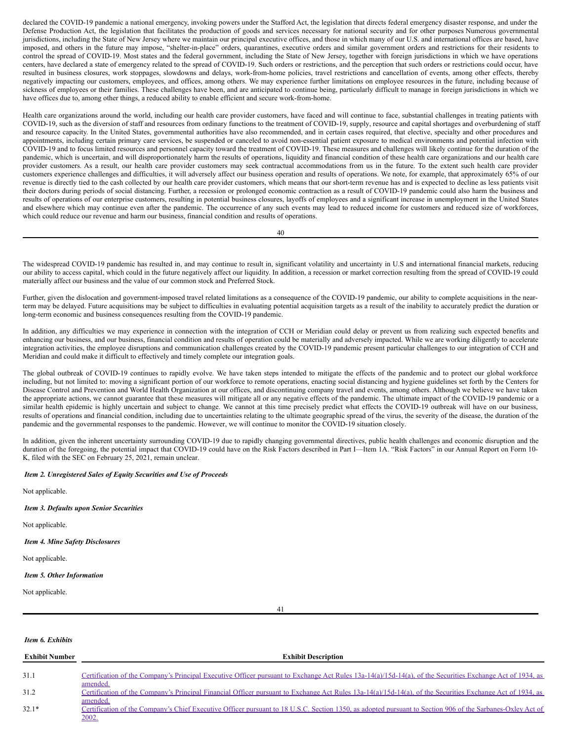declared the COVID-19 pandemic a national emergency, invoking powers under the Stafford Act, the legislation that directs federal emergency disaster response, and under the Defense Production Act, the legislation that facilitates the production of goods and services necessary for national security and for other purposes Numerous governmental jurisdictions, including the State of New Jersey where we maintain our principal executive offices, and those in which many of our U.S. and international offices are based, have imposed, and others in the future may impose, "shelter-in-place" orders, quarantines, executive orders and similar government orders and restrictions for their residents to control the spread of COVID-19. Most states and the federal government, including the State of New Jersey, together with foreign jurisdictions in which we have operations centers, have declared a state of emergency related to the spread of COVID-19. Such orders or restrictions, and the perception that such orders or restrictions could occur, have resulted in business closures, work stoppages, slowdowns and delays, work-from-home policies, travel restrictions and cancellation of events, among other effects, thereby negatively impacting our customers, employees, and offices, among others. We may experience further limitations on employee resources in the future, including because of sickness of employees or their families. These challenges have been, and are anticipated to continue being, particularly difficult to manage in foreign jurisdictions in which we have offices due to, among other things, a reduced ability to enable efficient and secure work-from-home.

Health care organizations around the world, including our health care provider customers, have faced and will continue to face, substantial challenges in treating patients with COVID-19, such as the diversion of staff and resources from ordinary functions to the treatment of COVID-19, supply, resource and capital shortages and overburdening of staff and resource capacity. In the United States, governmental authorities have also recommended, and in certain cases required, that elective, specialty and other procedures and appointments, including certain primary care services, be suspended or canceled to avoid non-essential patient exposure to medical environments and potential infection with COVID-19 and to focus limited resources and personnel capacity toward the treatment of COVID-19. These measures and challenges will likely continue for the duration of the pandemic, which is uncertain, and will disproportionately harm the results of operations, liquidity and financial condition of these health care organizations and our health care provider customers. As a result, our health care provider customers may seek contractual accommodations from us in the future. To the extent such health care provider customers experience challenges and difficulties, it will adversely affect our business operation and results of operations. We note, for example, that approximately 65% of our revenue is directly tied to the cash collected by our health care provider customers, which means that our short-term revenue has and is expected to decline as less patients visit their doctors during periods of social distancing. Further, a recession or prolonged economic contraction as a result of COVID-19 pandemic could also harm the business and results of operations of our enterprise customers, resulting in potential business closures, layoffs of employees and a significant increase in unemployment in the United States and elsewhere which may continue even after the pandemic. The occurrence of any such events may lead to reduced income for customers and reduced size of workforces, which could reduce our revenue and harm our business, financial condition and results of operations.

The widespread COVID-19 pandemic has resulted in, and may continue to result in, significant volatility and uncertainty in U.S and international financial markets, reducing our ability to access capital, which could in the future negatively affect our liquidity. In addition, a recession or market correction resulting from the spread of COVID-19 could materially affect our business and the value of our common stock and Preferred Stock.

Further, given the dislocation and government-imposed travel related limitations as a consequence of the COVID-19 pandemic, our ability to complete acquisitions in the near-term may be delayed. Future acquisitions may be subject to difficulties in evaluating potential acquisition targets as a result of the inability to accurately predict the duration or long-term economic and business consequences resulting from the COVID-19 pandemic.

In addition, any difficulties we may experience in connection with the integration of CCH or Meridian could delay or prevent us from realizing such expected benefits and enhancing our business, and our business, financial condition and results of operation could be materially and adversely impacted. While we are working diligently to accelerate integration activities, the employee disruptions and communication challenges created by the COVID-19 pandemic present particular challenges to our integration of CCH and Meridian and could make it difficult to effectively and timely complete our integration goals.

The global outbreak of COVID-19 continues to rapidly evolve. We have taken steps intended to mitigate the effects of the pandemic and to protect our global workforce including, but not limited to: moving a significant portion of our workforce to remote operations, enacting social distancing and hygiene guidelines set forth by the Centers for Disease Control and Prevention and World Health Organization at our offices, and discontinuing company travel and events, among others. Although we believe we have taken the appropriate actions, we cannot guarantee that these measures will mitigate all or any negative effects of the pandemic. The ultimate impact of the COVID-19 pandemic or a similar health epidemic is highly uncertain and subject to change. We cannot at this time precisely predict what effects the COVID-19 outbreak will have on our business, results of operations and financial condition, including due to uncertainties relating to the ultimate geographic spread of the virus, the severity of the disease, the duration of the pandemic and the governmental responses to the pandemic. However, we will continue to monitor the COVID-19 situation closely.

In addition, given the inherent uncertainty surrounding COVID-19 due to rapidly changing governmental directives, public health challenges and economic disruption and the duration of the foregoing, the potential impact that COVID-19 could have on the Risk Factors described in Part I—Item 1A. "Risk Factors" in our Annual Report on Form 10-K, filed with the SEC on February 25, 2021, remain unclear.

***Item 2. Unregistered Sales of Equity Securities and Use of Proceeds***

Not applicable.

***Item 3. Defaults upon Senior Securities***

Not applicable.

***Item 4. Mine Safety Disclosures***

Not applicable.

***Item 5. Other Information***

Not applicable.

***Item 6. Exhibits***

| Exhibit Number | Exhibit Description |
|---|---|
| 31.1 | Certification of the Company's Principal Executive Officer pursuant to Exchange Act Rules 13a-14(a)/15d-14(a), of the Securities Exchange Act of 1934, as amended. |
| 31.2 | Certification of the Company's Principal Financial Officer pursuant to Exchange Act Rules 13a-14(a)/15d-14(a), of the Securities Exchange Act of 1934, as amended. |
| 32.1* | Certification of the Company's Chief Executive Officer pursuant to 18 U.S.C. Section 1350, as adopted pursuant to Section 906 of the Sarbanes-Oxley Act of 2002. |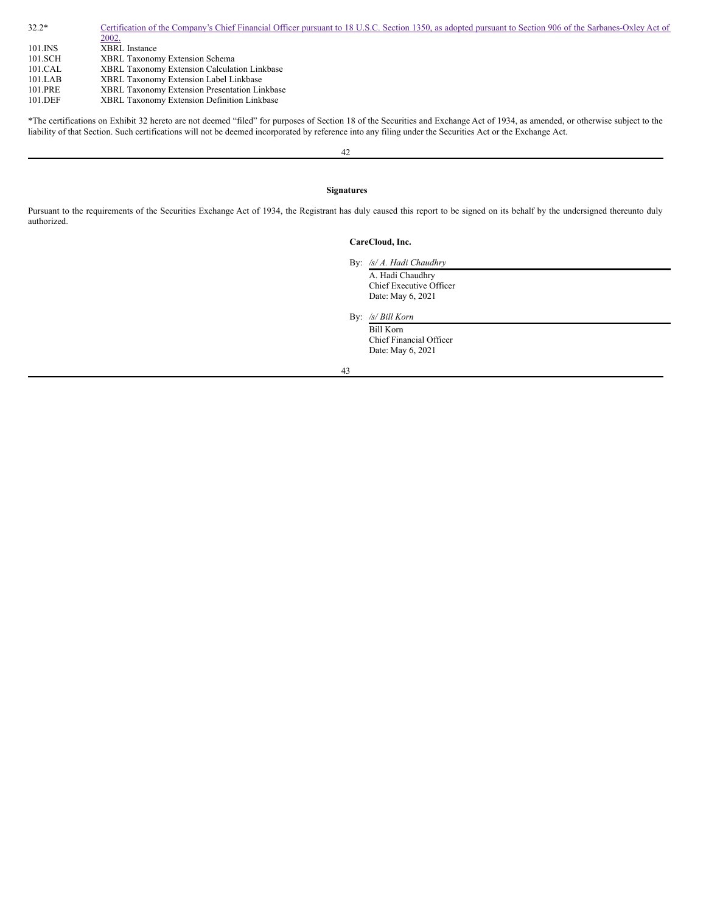| | |
|---|---|
| 32.2* | Certification of the Company's Chief Financial Officer pursuant to 18 U.S.C. Section 1350, as adopted pursuant to Section 906 of the Sarbanes-Oxley Act of 2002. |
| 101.INS | XBRL Instance |
| 101.SCH | XBRL Taxonomy Extension Schema |
| 101.CAL | XBRL Taxonomy Extension Calculation Linkbase |
| 101.LAB | XBRL Taxonomy Extension Label Linkbase |
| 101.PRE | XBRL Taxonomy Extension Presentation Linkbase |
| 101.DEF | XBRL Taxonomy Extension Definition Linkbase |

*The certifications on Exhibit 32 hereto are not deemed "filed" for purposes of Section 18 of the Securities and Exchange Act of 1934, as amended, or otherwise subject to the liability of that Section. Such certifications will not be deemed incorporated by reference into any filing under the Securities Act or the Exchange Act.

**Signatures**

Pursuant to the requirements of the Securities Exchange Act of 1934, the Registrant has duly caused this report to be signed on its behalf by the undersigned thereunto duly authorized.

**CareCloud, Inc.**

By: */s/ A. Hadi Chaudhry*

A. Hadi Chaudhry
Chief Executive Officer
Date: May 6, 2021

By: */s/ Bill Korn*

Bill Korn
Chief Financial Officer
Date: May 6, 2021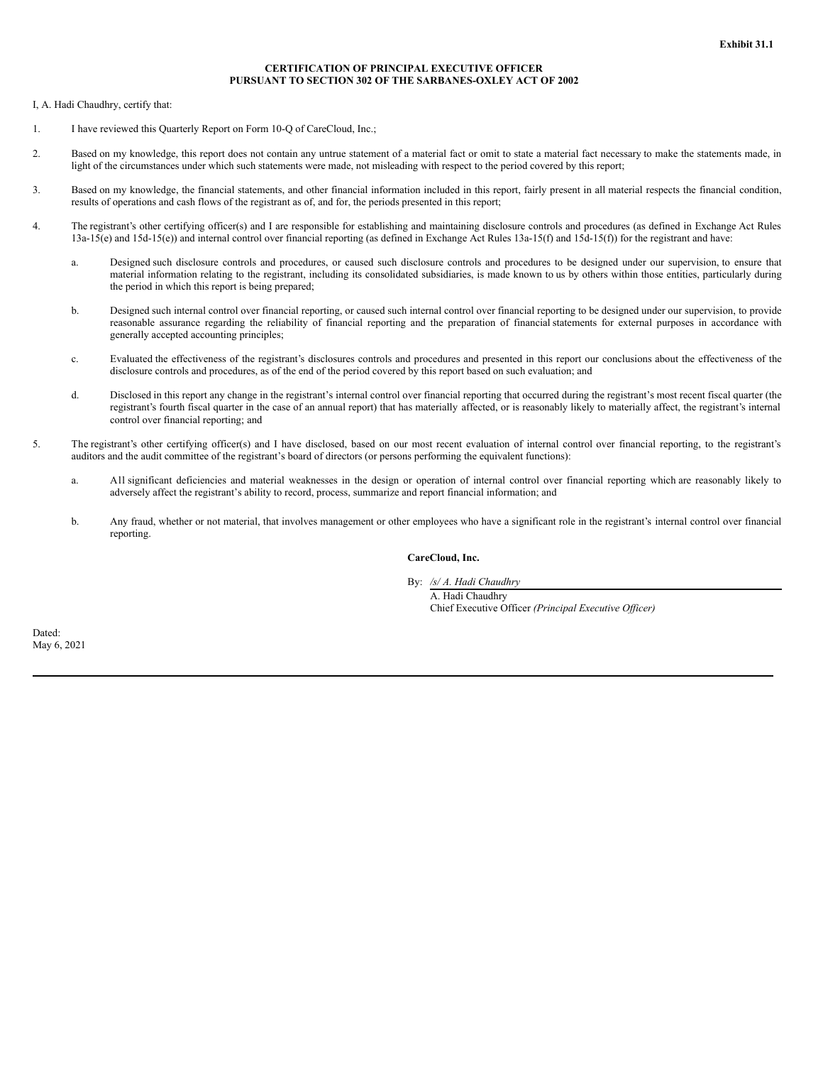**Exhibit 31.1**

**CERTIFICATION OF PRINCIPAL EXECUTIVE OFFICER**
**PURSUANT TO SECTION 302 OF THE SARBANES-OXLEY ACT OF 2002**

I, A. Hadi Chaudhry, certify that:

1. I have reviewed this Quarterly Report on Form 10-Q of CareCloud, Inc.;

2. Based on my knowledge, this report does not contain any untrue statement of a material fact or omit to state a material fact necessary to make the statements made, in light of the circumstances under which such statements were made, not misleading with respect to the period covered by this report;

3. Based on my knowledge, the financial statements, and other financial information included in this report, fairly present in all material respects the financial condition, results of operations and cash flows of the registrant as of, and for, the periods presented in this report;

4. The registrant's other certifying officer(s) and I are responsible for establishing and maintaining disclosure controls and procedures (as defined in Exchange Act Rules 13a-15(e) and 15d-15(e)) and internal control over financial reporting (as defined in Exchange Act Rules 13a-15(f) and 15d-15(f)) for the registrant and have:

   a. Designed such disclosure controls and procedures, or caused such disclosure controls and procedures to be designed under our supervision, to ensure that material information relating to the registrant, including its consolidated subsidiaries, is made known to us by others within those entities, particularly during the period in which this report is being prepared;

   b. Designed such internal control over financial reporting, or caused such internal control over financial reporting to be designed under our supervision, to provide reasonable assurance regarding the reliability of financial reporting and the preparation of financial statements for external purposes in accordance with generally accepted accounting principles;

   c. Evaluated the effectiveness of the registrant's disclosures controls and procedures and presented in this report our conclusions about the effectiveness of the disclosure controls and procedures, as of the end of the period covered by this report based on such evaluation; and

   d. Disclosed in this report any change in the registrant's internal control over financial reporting that occurred during the registrant's most recent fiscal quarter (the registrant's fourth fiscal quarter in the case of an annual report) that has materially affected, or is reasonably likely to materially affect, the registrant's internal control over financial reporting; and

5. The registrant's other certifying officer(s) and I have disclosed, based on our most recent evaluation of internal control over financial reporting, to the registrant's auditors and the audit committee of the registrant's board of directors (or persons performing the equivalent functions):

   a. All significant deficiencies and material weaknesses in the design or operation of internal control over financial reporting which are reasonably likely to adversely affect the registrant's ability to record, process, summarize and report financial information; and

   b. Any fraud, whether or not material, that involves management or other employees who have a significant role in the registrant's internal control over financial reporting.

**CareCloud, Inc.**

By: */s/ A. Hadi Chaudhry*
A. Hadi Chaudhry
Chief Executive Officer *(Principal Executive Officer)*

Dated:
May 6, 2021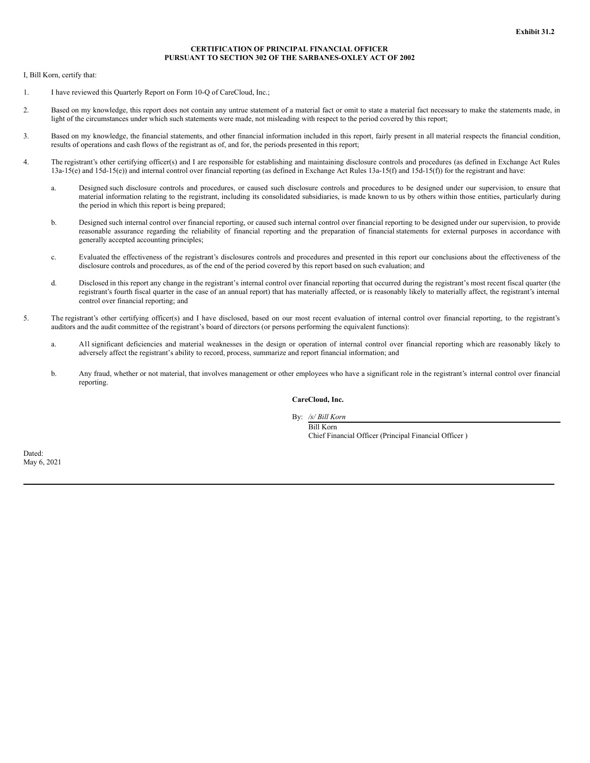**Exhibit 31.2**

**CERTIFICATION OF PRINCIPAL FINANCIAL OFFICER**
**PURSUANT TO SECTION 302 OF THE SARBANES-OXLEY ACT OF 2002**

I, Bill Korn, certify that:

1. I have reviewed this Quarterly Report on Form 10-Q of CareCloud, Inc.;

2. Based on my knowledge, this report does not contain any untrue statement of a material fact or omit to state a material fact necessary to make the statements made, in light of the circumstances under which such statements were made, not misleading with respect to the period covered by this report;

3. Based on my knowledge, the financial statements, and other financial information included in this report, fairly present in all material respects the financial condition, results of operations and cash flows of the registrant as of, and for, the periods presented in this report;

4. The registrant's other certifying officer(s) and I are responsible for establishing and maintaining disclosure controls and procedures (as defined in Exchange Act Rules 13a-15(e) and 15d-15(e)) and internal control over financial reporting (as defined in Exchange Act Rules 13a-15(f) and 15d-15(f)) for the registrant and have:

   a. Designed such disclosure controls and procedures, or caused such disclosure controls and procedures to be designed under our supervision, to ensure that material information relating to the registrant, including its consolidated subsidiaries, is made known to us by others within those entities, particularly during the period in which this report is being prepared;

   b. Designed such internal control over financial reporting, or caused such internal control over financial reporting to be designed under our supervision, to provide reasonable assurance regarding the reliability of financial reporting and the preparation of financial statements for external purposes in accordance with generally accepted accounting principles;

   c. Evaluated the effectiveness of the registrant's disclosures controls and procedures and presented in this report our conclusions about the effectiveness of the disclosure controls and procedures, as of the end of the period covered by this report based on such evaluation; and

   d. Disclosed in this report any change in the registrant's internal control over financial reporting that occurred during the registrant's most recent fiscal quarter (the registrant's fourth fiscal quarter in the case of an annual report) that has materially affected, or is reasonably likely to materially affect, the registrant's internal control over financial reporting; and

5. The registrant's other certifying officer(s) and I have disclosed, based on our most recent evaluation of internal control over financial reporting, to the registrant's auditors and the audit committee of the registrant's board of directors (or persons performing the equivalent functions):

   a. All significant deficiencies and material weaknesses in the design or operation of internal control over financial reporting which are reasonably likely to adversely affect the registrant's ability to record, process, summarize and report financial information; and

   b. Any fraud, whether or not material, that involves management or other employees who have a significant role in the registrant's internal control over financial reporting.

**CareCloud, Inc.**

By: */s/ Bill Korn*
Bill Korn
Chief Financial Officer (Principal Financial Officer )

Dated:
May 6, 2021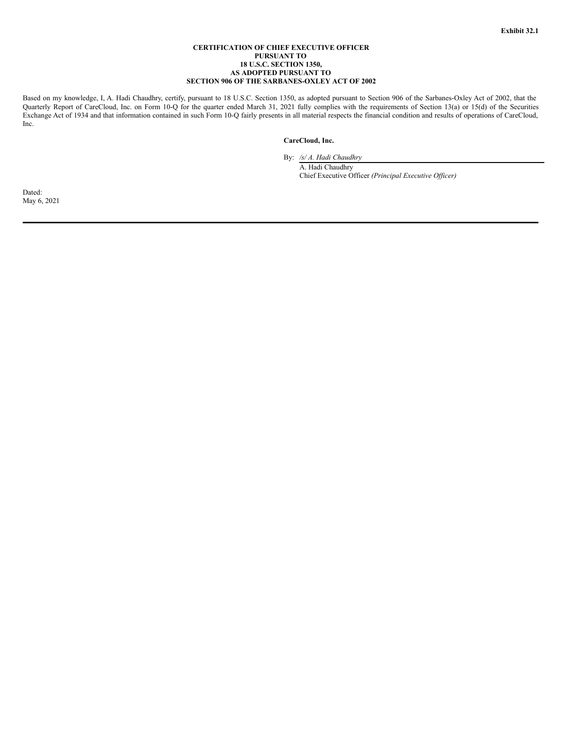**Exhibit 32.1**

**CERTIFICATION OF CHIEF EXECUTIVE OFFICER**
**PURSUANT TO**
**18 U.S.C. SECTION 1350,**
**AS ADOPTED PURSUANT TO**
**SECTION 906 OF THE SARBANES-OXLEY ACT OF 2002**

Based on my knowledge, I, A. Hadi Chaudhry, certify, pursuant to 18 U.S.C. Section 1350, as adopted pursuant to Section 906 of the Sarbanes-Oxley Act of 2002, that the Quarterly Report of CareCloud, Inc. on Form 10-Q for the quarter ended March 31, 2021 fully complies with the requirements of Section 13(a) or 15(d) of the Securities Exchange Act of 1934 and that information contained in such Form 10-Q fairly presents in all material respects the financial condition and results of operations of CareCloud, Inc.

**CareCloud, Inc.**

By: */s/ A. Hadi Chaudhry*
A. Hadi Chaudhry
Chief Executive Officer *(Principal Executive Officer)*

Dated:
May 6, 2021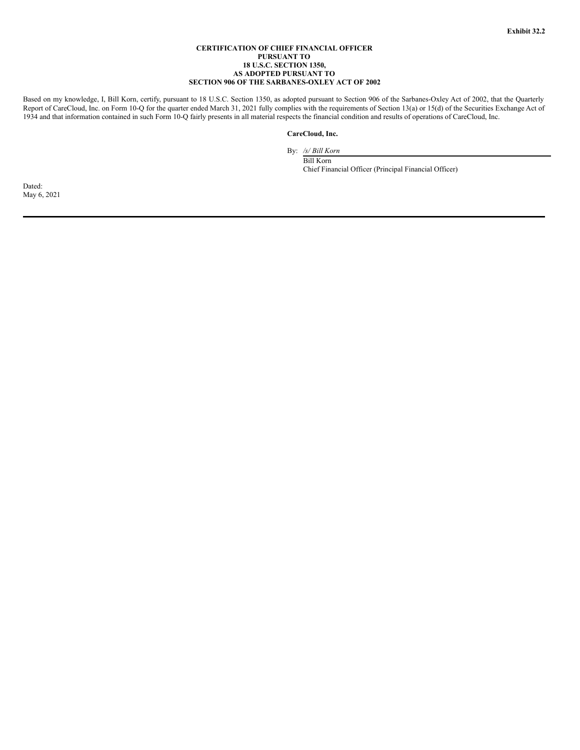**Exhibit 32.2**

**CERTIFICATION OF CHIEF FINANCIAL OFFICER**
**PURSUANT TO**
**18 U.S.C. SECTION 1350,**
**AS ADOPTED PURSUANT TO**
**SECTION 906 OF THE SARBANES-OXLEY ACT OF 2002**

Based on my knowledge, I, Bill Korn, certify, pursuant to 18 U.S.C. Section 1350, as adopted pursuant to Section 906 of the Sarbanes-Oxley Act of 2002, that the Quarterly Report of CareCloud, Inc. on Form 10-Q for the quarter ended March 31, 2021 fully complies with the requirements of Section 13(a) or 15(d) of the Securities Exchange Act of 1934 and that information contained in such Form 10-Q fairly presents in all material respects the financial condition and results of operations of CareCloud, Inc.

**CareCloud, Inc.**

By: */s/ Bill Korn*
Bill Korn
Chief Financial Officer (Principal Financial Officer)

Dated:
May 6, 2021